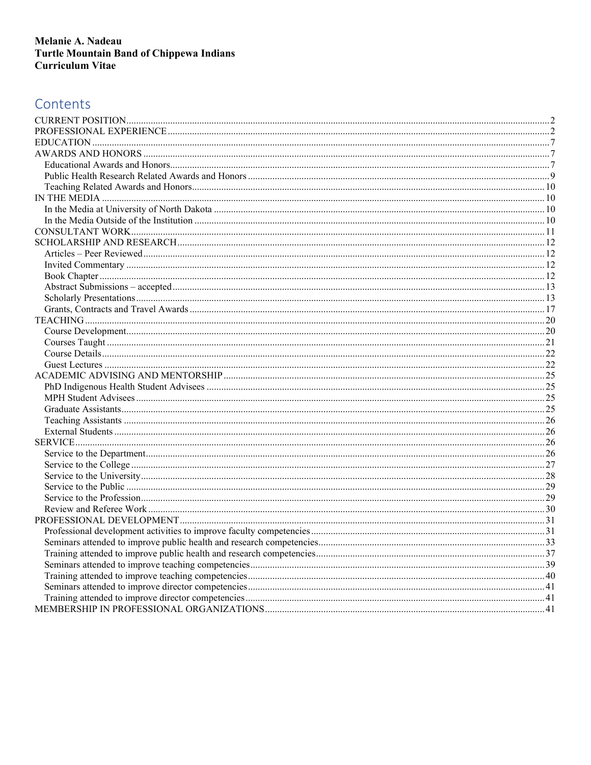**Melanie A. Nadeau**
**Turtle Mountain Band of Chippewa Indians**
**Curriculum Vitae**

# Contents

- CURRENT POSITION ....... 2
- PROFESSIONAL EXPERIENCE ....... 2
- EDUCATION ....... 7
- AWARDS AND HONORS ....... 7
  - Educational Awards and Honors ....... 7
  - Public Health Research Related Awards and Honors ....... 9
  - Teaching Related Awards and Honors ....... 10
- IN THE MEDIA ....... 10
  - In the Media at University of North Dakota ....... 10
  - In the Media Outside of the Institution ....... 10
- CONSULTANT WORK ....... 11
- SCHOLARSHIP AND RESEARCH ....... 12
  - Articles – Peer Reviewed ....... 12
  - Invited Commentary ....... 12
  - Book Chapter ....... 12
  - Abstract Submissions – accepted ....... 13
  - Scholarly Presentations ....... 13
  - Grants, Contracts and Travel Awards ....... 17
- TEACHING ....... 20
  - Course Development ....... 20
  - Courses Taught ....... 21
  - Course Details ....... 22
  - Guest Lectures ....... 22
- ACADEMIC ADVISING AND MENTORSHIP ....... 25
  - PhD Indigenous Health Student Advisees ....... 25
  - MPH Student Advisees ....... 25
  - Graduate Assistants ....... 25
  - Teaching Assistants ....... 26
  - External Students ....... 26
- SERVICE ....... 26
  - Service to the Department ....... 26
  - Service to the College ....... 27
  - Service to the University ....... 28
  - Service to the Public ....... 29
  - Service to the Profession ....... 29
  - Review and Referee Work ....... 30
- PROFESSIONAL DEVELOPMENT ....... 31
  - Professional development activities to improve faculty competencies ....... 31
  - Seminars attended to improve public health and research competencies ....... 33
  - Training attended to improve public health and research competencies ....... 37
  - Seminars attended to improve teaching competencies ....... 39
  - Training attended to improve teaching competencies ....... 40
  - Seminars attended to improve director competencies ....... 41
  - Training attended to improve director competencies ....... 41
- MEMBERSHIP IN PROFESSIONAL ORGANIZATIONS ....... 41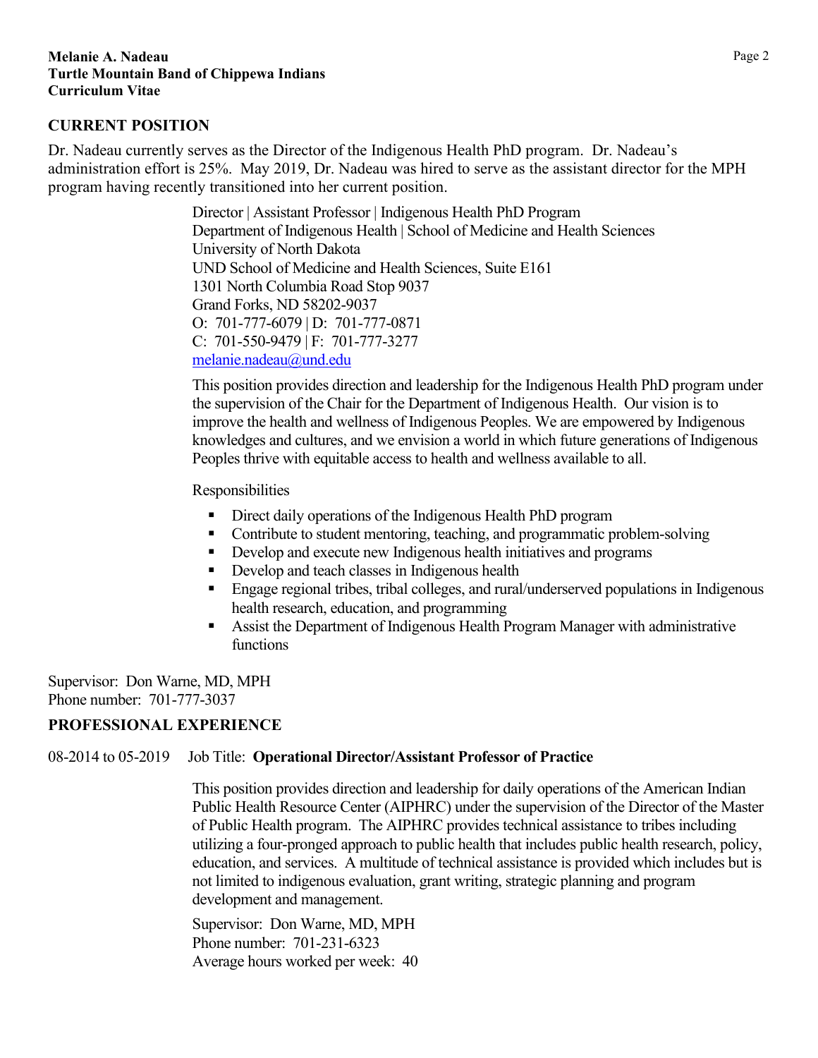## CURRENT POSITION

Dr. Nadeau currently serves as the Director of the Indigenous Health PhD program. Dr. Nadeau's administration effort is 25%. May 2019, Dr. Nadeau was hired to serve as the assistant director for the MPH program having recently transitioned into her current position.

Director | Assistant Professor | Indigenous Health PhD Program
Department of Indigenous Health | School of Medicine and Health Sciences
University of North Dakota
UND School of Medicine and Health Sciences, Suite E161
1301 North Columbia Road Stop 9037
Grand Forks, ND 58202-9037
O: 701-777-6079 | D: 701-777-0871
C: 701-550-9479 | F: 701-777-3277
melanie.nadeau@und.edu

This position provides direction and leadership for the Indigenous Health PhD program under the supervision of the Chair for the Department of Indigenous Health. Our vision is to improve the health and wellness of Indigenous Peoples. We are empowered by Indigenous knowledges and cultures, and we envision a world in which future generations of Indigenous Peoples thrive with equitable access to health and wellness available to all.

Responsibilities

- Direct daily operations of the Indigenous Health PhD program
- Contribute to student mentoring, teaching, and programmatic problem-solving
- Develop and execute new Indigenous health initiatives and programs
- Develop and teach classes in Indigenous health
- Engage regional tribes, tribal colleges, and rural/underserved populations in Indigenous health research, education, and programming
- Assist the Department of Indigenous Health Program Manager with administrative functions

Supervisor: Don Warne, MD, MPH
Phone number: 701-777-3037

## PROFESSIONAL EXPERIENCE

08-2014 to 05-2019 Job Title: **Operational Director/Assistant Professor of Practice**

This position provides direction and leadership for daily operations of the American Indian Public Health Resource Center (AIPHRC) under the supervision of the Director of the Master of Public Health program. The AIPHRC provides technical assistance to tribes including utilizing a four-pronged approach to public health that includes public health research, policy, education, and services. A multitude of technical assistance is provided which includes but is not limited to indigenous evaluation, grant writing, strategic planning and program development and management.

Supervisor: Don Warne, MD, MPH
Phone number: 701-231-6323
Average hours worked per week: 40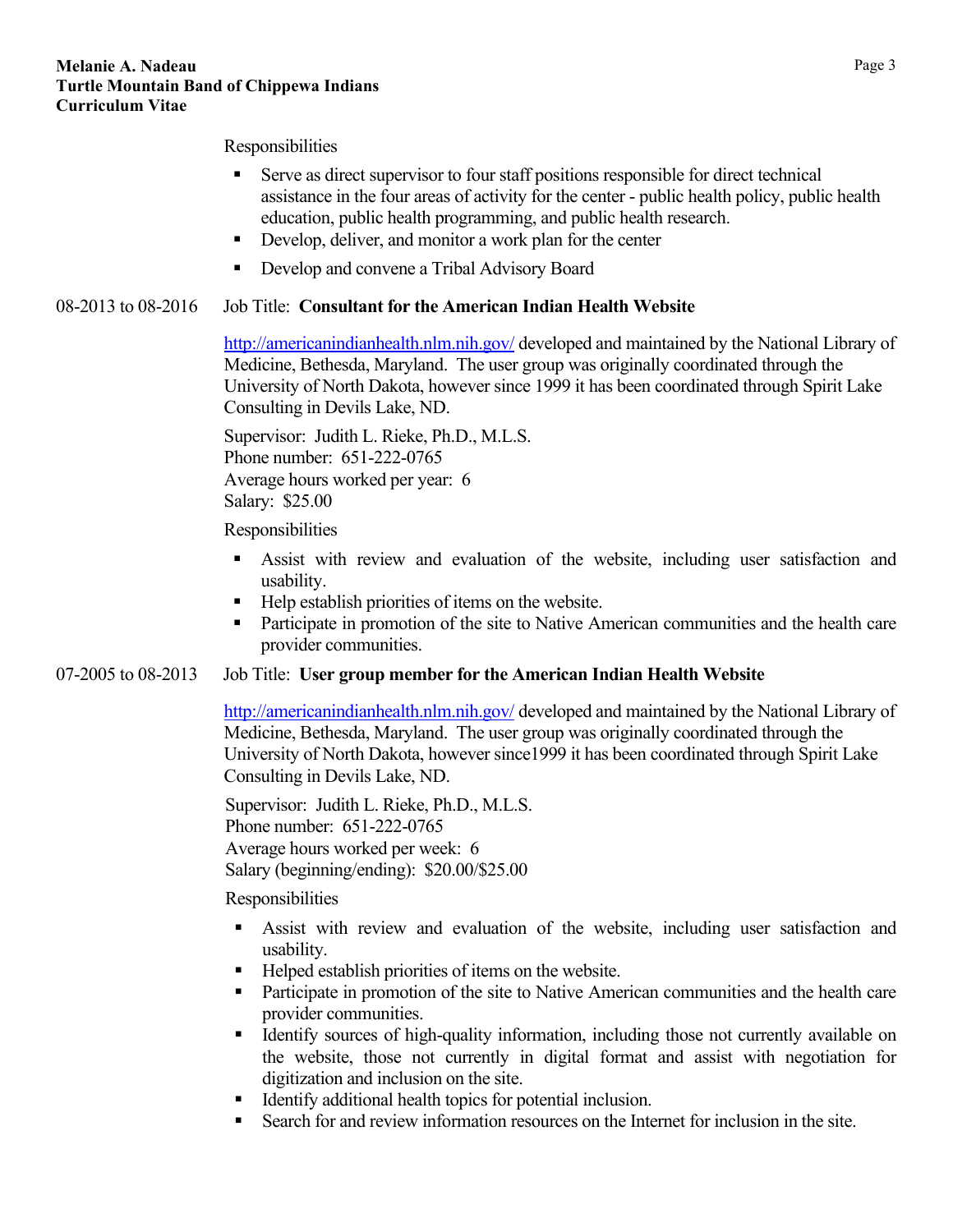Responsibilities

- Serve as direct supervisor to four staff positions responsible for direct technical assistance in the four areas of activity for the center - public health policy, public health education, public health programming, and public health research.
- Develop, deliver, and monitor a work plan for the center
- Develop and convene a Tribal Advisory Board

08-2013 to 08-2016 Job Title: **Consultant for the American Indian Health Website**

http://americanindianhealth.nlm.nih.gov/ developed and maintained by the National Library of Medicine, Bethesda, Maryland. The user group was originally coordinated through the University of North Dakota, however since 1999 it has been coordinated through Spirit Lake Consulting in Devils Lake, ND.

Supervisor: Judith L. Rieke, Ph.D., M.L.S.
Phone number: 651-222-0765
Average hours worked per year: 6
Salary: $25.00

Responsibilities

- Assist with review and evaluation of the website, including user satisfaction and usability.
- Help establish priorities of items on the website.
- Participate in promotion of the site to Native American communities and the health care provider communities.

07-2005 to 08-2013 Job Title: **User group member for the American Indian Health Website**

http://americanindianhealth.nlm.nih.gov/ developed and maintained by the National Library of Medicine, Bethesda, Maryland. The user group was originally coordinated through the University of North Dakota, however since1999 it has been coordinated through Spirit Lake Consulting in Devils Lake, ND.

Supervisor: Judith L. Rieke, Ph.D., M.L.S.
Phone number: 651-222-0765
Average hours worked per week: 6
Salary (beginning/ending): $20.00/$25.00

Responsibilities

- Assist with review and evaluation of the website, including user satisfaction and usability.
- Helped establish priorities of items on the website.
- Participate in promotion of the site to Native American communities and the health care provider communities.
- Identify sources of high-quality information, including those not currently available on the website, those not currently in digital format and assist with negotiation for digitization and inclusion on the site.
- Identify additional health topics for potential inclusion.
- Search for and review information resources on the Internet for inclusion in the site.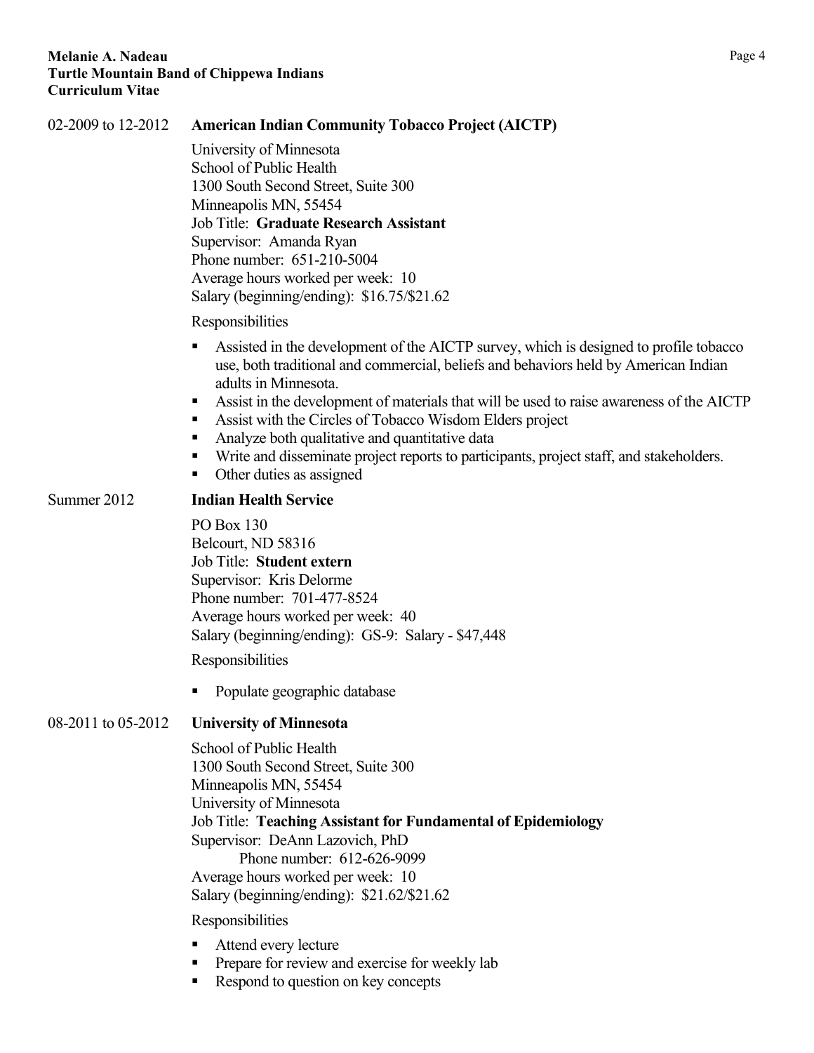**02-2009 to 12-2012 — American Indian Community Tobacco Project (AICTP)**

University of Minnesota
School of Public Health
1300 South Second Street, Suite 300
Minneapolis MN, 55454
Job Title: **Graduate Research Assistant**
Supervisor: Amanda Ryan
Phone number: 651-210-5004
Average hours worked per week: 10
Salary (beginning/ending): $16.75/$21.62

Responsibilities

- Assisted in the development of the AICTP survey, which is designed to profile tobacco use, both traditional and commercial, beliefs and behaviors held by American Indian adults in Minnesota.
- Assist in the development of materials that will be used to raise awareness of the AICTP
- Assist with the Circles of Tobacco Wisdom Elders project
- Analyze both qualitative and quantitative data
- Write and disseminate project reports to participants, project staff, and stakeholders.
- Other duties as assigned

**Summer 2012 — Indian Health Service**

PO Box 130
Belcourt, ND 58316
Job Title: **Student extern**
Supervisor: Kris Delorme
Phone number: 701-477-8524
Average hours worked per week: 40
Salary (beginning/ending): GS-9: Salary - $47,448

Responsibilities

- Populate geographic database

**08-2011 to 05-2012 — University of Minnesota**

School of Public Health
1300 South Second Street, Suite 300
Minneapolis MN, 55454
University of Minnesota
Job Title: **Teaching Assistant for Fundamental of Epidemiology**
Supervisor: DeAnn Lazovich, PhD
Phone number: 612-626-9099
Average hours worked per week: 10
Salary (beginning/ending): $21.62/$21.62

Responsibilities

- Attend every lecture
- Prepare for review and exercise for weekly lab
- Respond to question on key concepts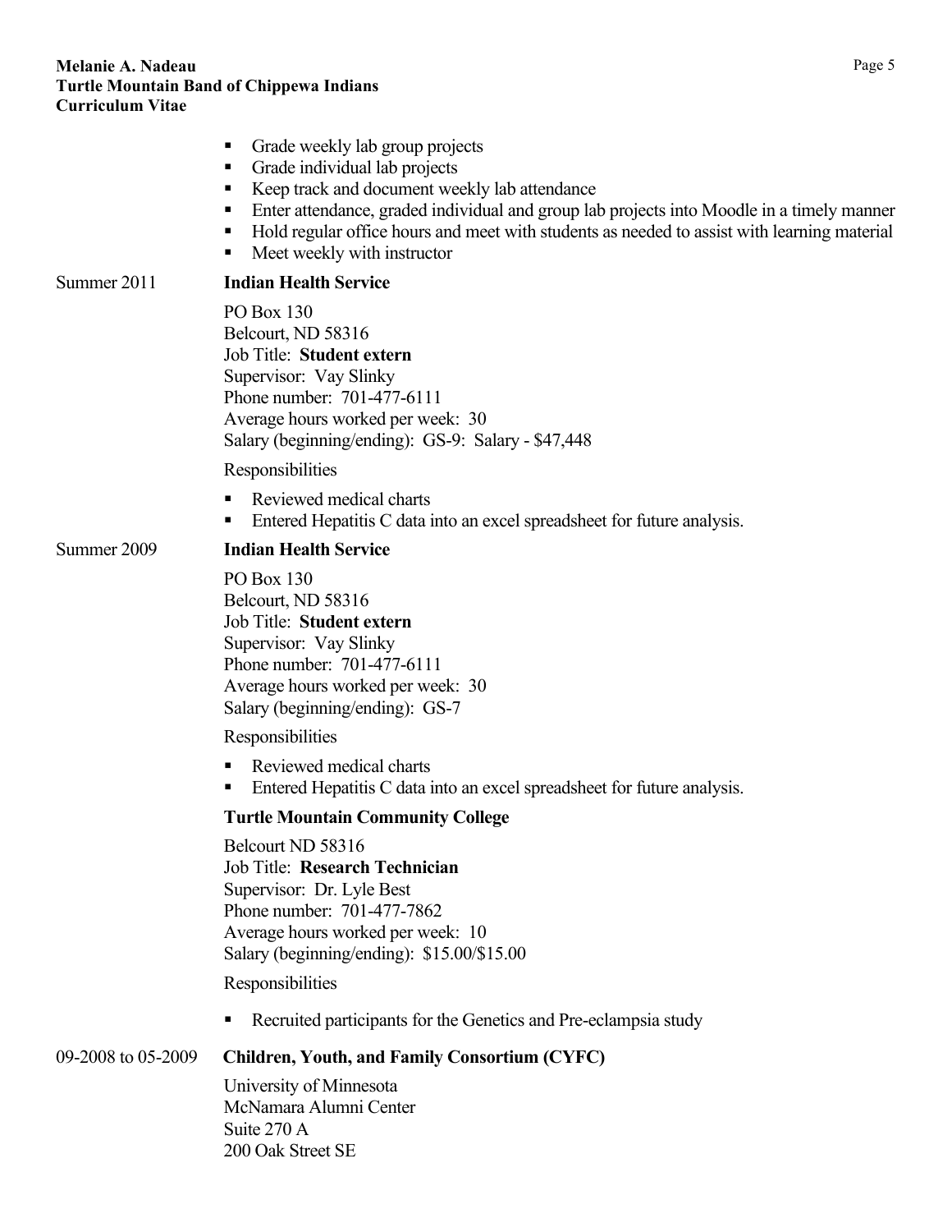- Grade weekly lab group projects
- Grade individual lab projects
- Keep track and document weekly lab attendance
- Enter attendance, graded individual and group lab projects into Moodle in a timely manner
- Hold regular office hours and meet with students as needed to assist with learning material
- Meet weekly with instructor

Summer 2011 **Indian Health Service**

PO Box 130
Belcourt, ND 58316
Job Title: **Student extern**
Supervisor: Vay Slinky
Phone number: 701-477-6111
Average hours worked per week: 30
Salary (beginning/ending): GS-9: Salary - $47,448

Responsibilities

- Reviewed medical charts
- Entered Hepatitis C data into an excel spreadsheet for future analysis.

Summer 2009 **Indian Health Service**

PO Box 130
Belcourt, ND 58316
Job Title: **Student extern**
Supervisor: Vay Slinky
Phone number: 701-477-6111
Average hours worked per week: 30
Salary (beginning/ending): GS-7

Responsibilities

- Reviewed medical charts
- Entered Hepatitis C data into an excel spreadsheet for future analysis.

**Turtle Mountain Community College**

Belcourt ND 58316
Job Title: **Research Technician**
Supervisor: Dr. Lyle Best
Phone number: 701-477-7862
Average hours worked per week: 10
Salary (beginning/ending): $15.00/$15.00

Responsibilities

- Recruited participants for the Genetics and Pre-eclampsia study

09-2008 to 05-2009 **Children, Youth, and Family Consortium (CYFC)**

University of Minnesota
McNamara Alumni Center
Suite 270 A
200 Oak Street SE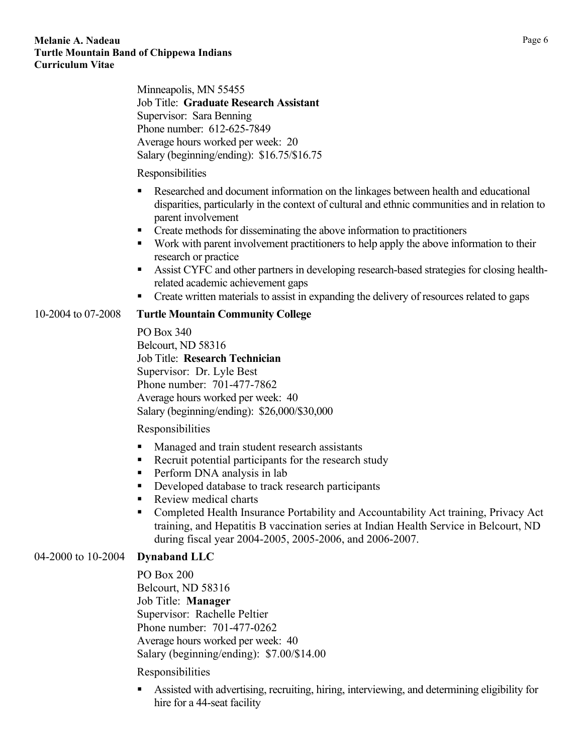Minneapolis, MN 55455
Job Title: **Graduate Research Assistant**
Supervisor: Sara Benning
Phone number: 612-625-7849
Average hours worked per week: 20
Salary (beginning/ending): $16.75/$16.75

Responsibilities

- Researched and document information on the linkages between health and educational disparities, particularly in the context of cultural and ethnic communities and in relation to parent involvement
- Create methods for disseminating the above information to practitioners
- Work with parent involvement practitioners to help apply the above information to their research or practice
- Assist CYFC and other partners in developing research-based strategies for closing health-related academic achievement gaps
- Create written materials to assist in expanding the delivery of resources related to gaps

10-2004 to 07-2008 **Turtle Mountain Community College**

PO Box 340
Belcourt, ND 58316
Job Title: **Research Technician**
Supervisor: Dr. Lyle Best
Phone number: 701-477-7862
Average hours worked per week: 40
Salary (beginning/ending): $26,000/$30,000

Responsibilities

- Managed and train student research assistants
- Recruit potential participants for the research study
- Perform DNA analysis in lab
- Developed database to track research participants
- Review medical charts
- Completed Health Insurance Portability and Accountability Act training, Privacy Act training, and Hepatitis B vaccination series at Indian Health Service in Belcourt, ND during fiscal year 2004-2005, 2005-2006, and 2006-2007.

04-2000 to 10-2004 **Dynaband LLC**

PO Box 200
Belcourt, ND 58316
Job Title: **Manager**
Supervisor: Rachelle Peltier
Phone number: 701-477-0262
Average hours worked per week: 40
Salary (beginning/ending): $7.00/$14.00

Responsibilities

- Assisted with advertising, recruiting, hiring, interviewing, and determining eligibility for hire for a 44-seat facility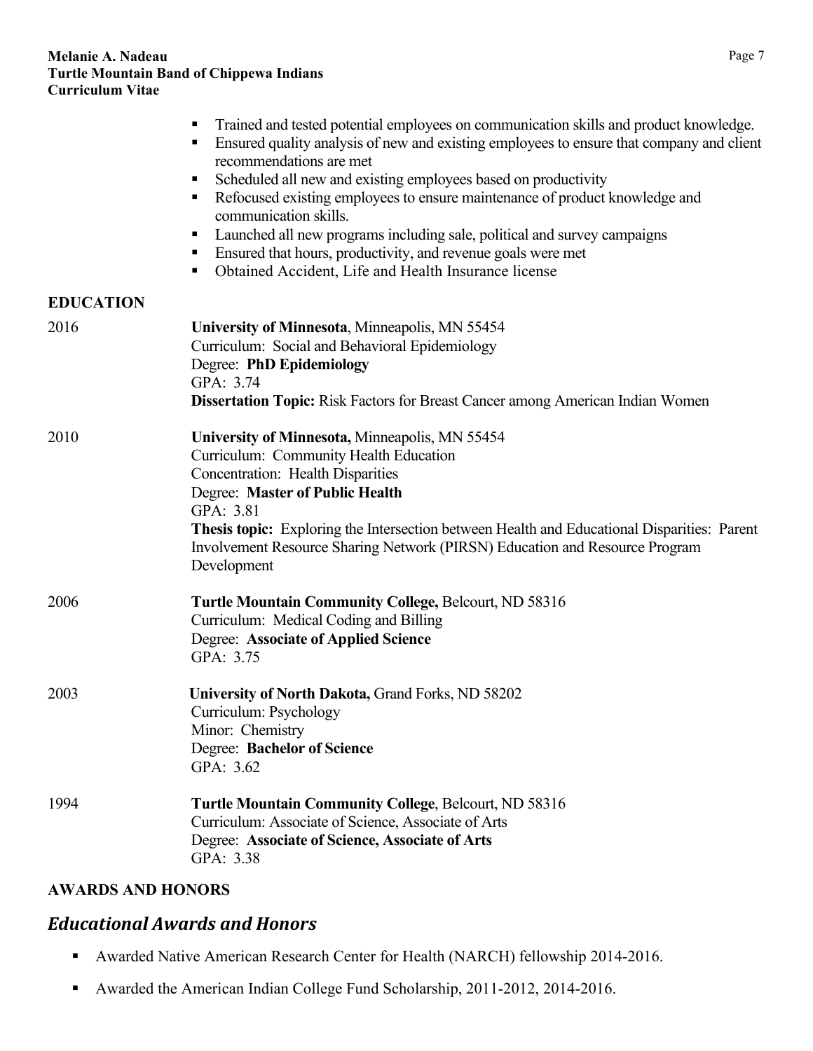- Trained and tested potential employees on communication skills and product knowledge.
- Ensured quality analysis of new and existing employees to ensure that company and client recommendations are met
- Scheduled all new and existing employees based on productivity
- Refocused existing employees to ensure maintenance of product knowledge and communication skills.
- Launched all new programs including sale, political and survey campaigns
- Ensured that hours, productivity, and revenue goals were met
- Obtained Accident, Life and Health Insurance license

## EDUCATION

**2016**

**University of Minnesota**, Minneapolis, MN 55454
Curriculum: Social and Behavioral Epidemiology
Degree: **PhD Epidemiology**
GPA: 3.74
**Dissertation Topic:** Risk Factors for Breast Cancer among American Indian Women

**2010**

**University of Minnesota,** Minneapolis, MN 55454
Curriculum: Community Health Education
Concentration: Health Disparities
Degree: **Master of Public Health**
GPA: 3.81
**Thesis topic:** Exploring the Intersection between Health and Educational Disparities: Parent Involvement Resource Sharing Network (PIRSN) Education and Resource Program Development

**2006**

**Turtle Mountain Community College,** Belcourt, ND 58316
Curriculum: Medical Coding and Billing
Degree: **Associate of Applied Science**
GPA: 3.75

**2003**

**University of North Dakota,** Grand Forks, ND 58202
Curriculum: Psychology
Minor: Chemistry
Degree: **Bachelor of Science**
GPA: 3.62

**1994**

**Turtle Mountain Community College**, Belcourt, ND 58316
Curriculum: Associate of Science, Associate of Arts
Degree: **Associate of Science, Associate of Arts**
GPA: 3.38

## AWARDS AND HONORS

### *Educational Awards and Honors*

- Awarded Native American Research Center for Health (NARCH) fellowship 2014-2016.
- Awarded the American Indian College Fund Scholarship, 2011-2012, 2014-2016.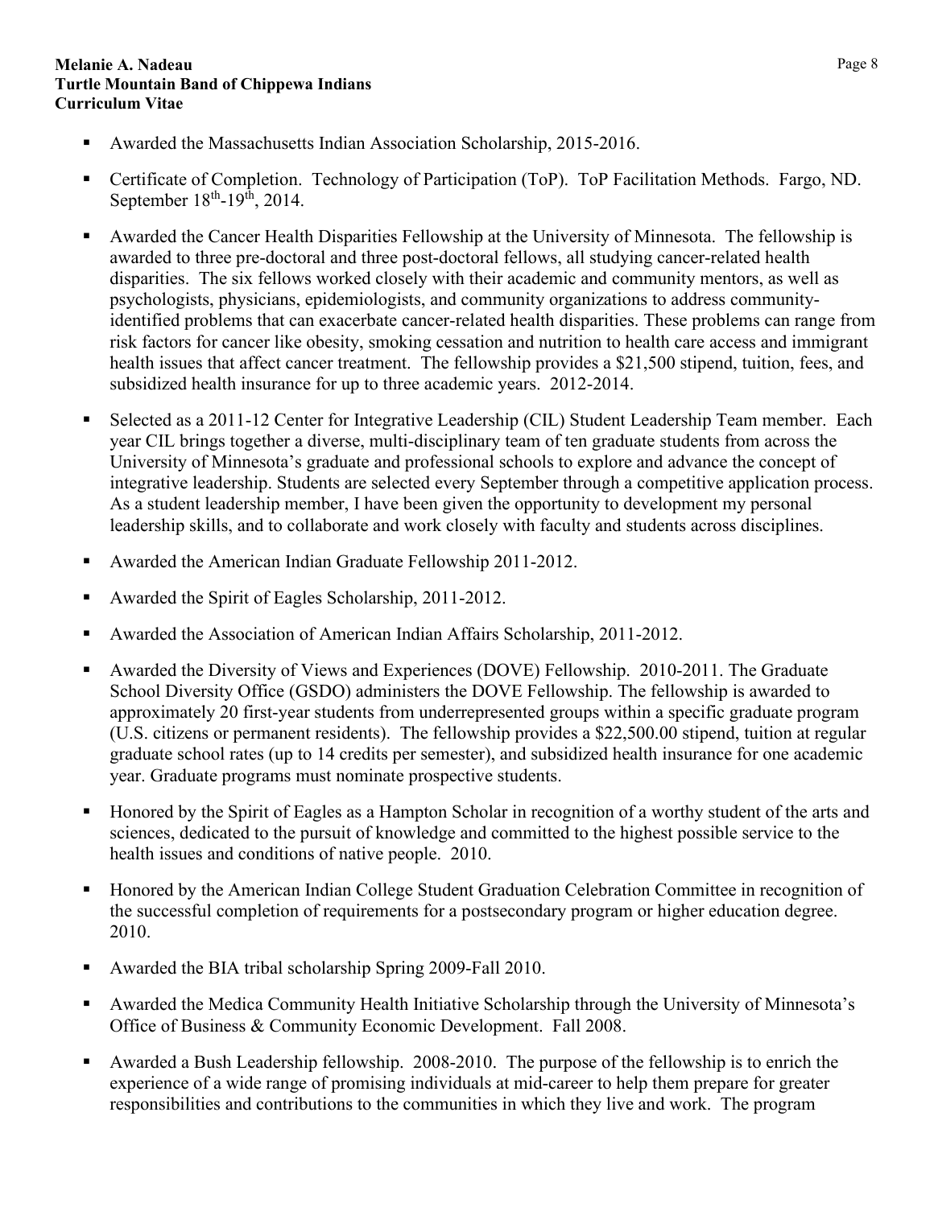- Awarded the Massachusetts Indian Association Scholarship, 2015-2016.

- Certificate of Completion. Technology of Participation (ToP). ToP Facilitation Methods. Fargo, ND. September 18th-19th, 2014.

- Awarded the Cancer Health Disparities Fellowship at the University of Minnesota. The fellowship is awarded to three pre-doctoral and three post-doctoral fellows, all studying cancer-related health disparities. The six fellows worked closely with their academic and community mentors, as well as psychologists, physicians, epidemiologists, and community organizations to address community-identified problems that can exacerbate cancer-related health disparities. These problems can range from risk factors for cancer like obesity, smoking cessation and nutrition to health care access and immigrant health issues that affect cancer treatment. The fellowship provides a $21,500 stipend, tuition, fees, and subsidized health insurance for up to three academic years. 2012-2014.

- Selected as a 2011-12 Center for Integrative Leadership (CIL) Student Leadership Team member. Each year CIL brings together a diverse, multi-disciplinary team of ten graduate students from across the University of Minnesota's graduate and professional schools to explore and advance the concept of integrative leadership. Students are selected every September through a competitive application process. As a student leadership member, I have been given the opportunity to development my personal leadership skills, and to collaborate and work closely with faculty and students across disciplines.

- Awarded the American Indian Graduate Fellowship 2011-2012.

- Awarded the Spirit of Eagles Scholarship, 2011-2012.

- Awarded the Association of American Indian Affairs Scholarship, 2011-2012.

- Awarded the Diversity of Views and Experiences (DOVE) Fellowship. 2010-2011. The Graduate School Diversity Office (GSDO) administers the DOVE Fellowship. The fellowship is awarded to approximately 20 first-year students from underrepresented groups within a specific graduate program (U.S. citizens or permanent residents). The fellowship provides a $22,500.00 stipend, tuition at regular graduate school rates (up to 14 credits per semester), and subsidized health insurance for one academic year. Graduate programs must nominate prospective students.

- Honored by the Spirit of Eagles as a Hampton Scholar in recognition of a worthy student of the arts and sciences, dedicated to the pursuit of knowledge and committed to the highest possible service to the health issues and conditions of native people. 2010.

- Honored by the American Indian College Student Graduation Celebration Committee in recognition of the successful completion of requirements for a postsecondary program or higher education degree. 2010.

- Awarded the BIA tribal scholarship Spring 2009-Fall 2010.

- Awarded the Medica Community Health Initiative Scholarship through the University of Minnesota's Office of Business & Community Economic Development. Fall 2008.

- Awarded a Bush Leadership fellowship. 2008-2010. The purpose of the fellowship is to enrich the experience of a wide range of promising individuals at mid-career to help them prepare for greater responsibilities and contributions to the communities in which they live and work. The program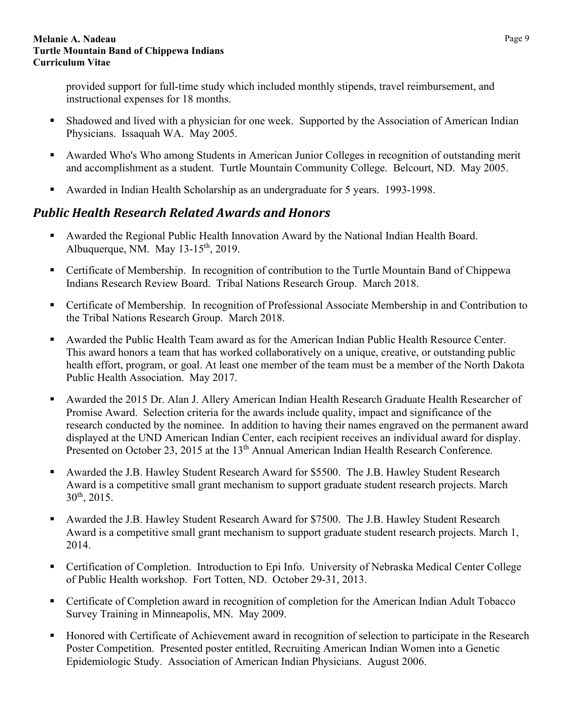provided support for full-time study which included monthly stipends, travel reimbursement, and instructional expenses for 18 months.

- Shadowed and lived with a physician for one week. Supported by the Association of American Indian Physicians. Issaquah WA. May 2005.
- Awarded Who's Who among Students in American Junior Colleges in recognition of outstanding merit and accomplishment as a student. Turtle Mountain Community College. Belcourt, ND. May 2005.
- Awarded in Indian Health Scholarship as an undergraduate for 5 years. 1993-1998.

## *Public Health Research Related Awards and Honors*

- Awarded the Regional Public Health Innovation Award by the National Indian Health Board. Albuquerque, NM. May 13-15th, 2019.
- Certificate of Membership. In recognition of contribution to the Turtle Mountain Band of Chippewa Indians Research Review Board. Tribal Nations Research Group. March 2018.
- Certificate of Membership. In recognition of Professional Associate Membership in and Contribution to the Tribal Nations Research Group. March 2018.
- Awarded the Public Health Team award as for the American Indian Public Health Resource Center. This award honors a team that has worked collaboratively on a unique, creative, or outstanding public health effort, program, or goal. At least one member of the team must be a member of the North Dakota Public Health Association. May 2017.
- Awarded the 2015 Dr. Alan J. Allery American Indian Health Research Graduate Health Researcher of Promise Award. Selection criteria for the awards include quality, impact and significance of the research conducted by the nominee. In addition to having their names engraved on the permanent award displayed at the UND American Indian Center, each recipient receives an individual award for display. Presented on October 23, 2015 at the 13th Annual American Indian Health Research Conference.
- Awarded the J.B. Hawley Student Research Award for $5500. The J.B. Hawley Student Research Award is a competitive small grant mechanism to support graduate student research projects. March 30th, 2015.
- Awarded the J.B. Hawley Student Research Award for $7500. The J.B. Hawley Student Research Award is a competitive small grant mechanism to support graduate student research projects. March 1, 2014.
- Certification of Completion. Introduction to Epi Info. University of Nebraska Medical Center College of Public Health workshop. Fort Totten, ND. October 29-31, 2013.
- Certificate of Completion award in recognition of completion for the American Indian Adult Tobacco Survey Training in Minneapolis, MN. May 2009.
- Honored with Certificate of Achievement award in recognition of selection to participate in the Research Poster Competition. Presented poster entitled, Recruiting American Indian Women into a Genetic Epidemiologic Study. Association of American Indian Physicians. August 2006.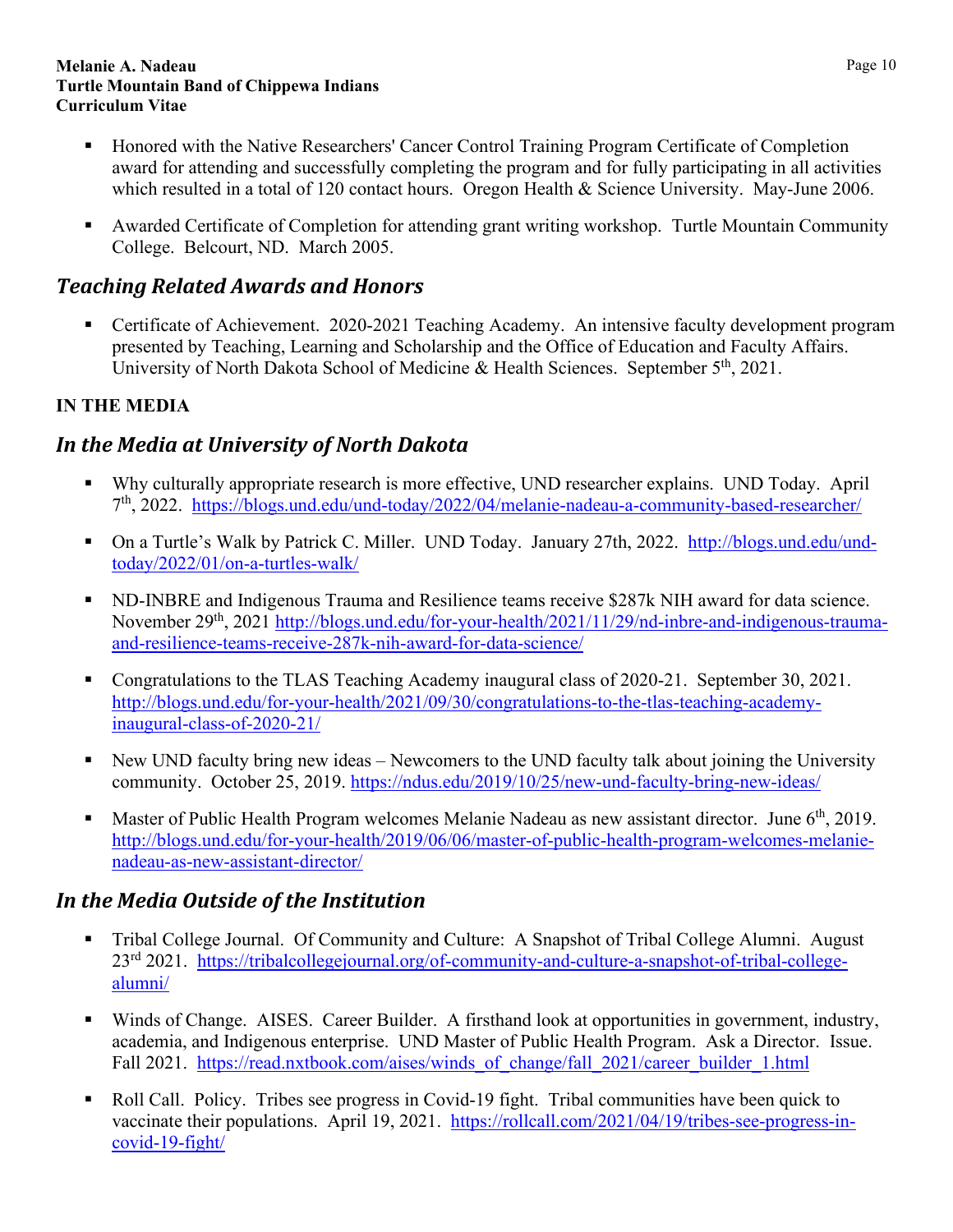- Honored with the Native Researchers' Cancer Control Training Program Certificate of Completion award for attending and successfully completing the program and for fully participating in all activities which resulted in a total of 120 contact hours. Oregon Health & Science University. May-June 2006.
- Awarded Certificate of Completion for attending grant writing workshop. Turtle Mountain Community College. Belcourt, ND. March 2005.

## *Teaching Related Awards and Honors*

- Certificate of Achievement. 2020-2021 Teaching Academy. An intensive faculty development program presented by Teaching, Learning and Scholarship and the Office of Education and Faculty Affairs. University of North Dakota School of Medicine & Health Sciences. September 5th, 2021.

**IN THE MEDIA**

## *In the Media at University of North Dakota*

- Why culturally appropriate research is more effective, UND researcher explains. UND Today. April 7th, 2022. https://blogs.und.edu/und-today/2022/04/melanie-nadeau-a-community-based-researcher/
- On a Turtle's Walk by Patrick C. Miller. UND Today. January 27th, 2022. http://blogs.und.edu/und-today/2022/01/on-a-turtles-walk/
- ND-INBRE and Indigenous Trauma and Resilience teams receive $287k NIH award for data science. November 29th, 2021 http://blogs.und.edu/for-your-health/2021/11/29/nd-inbre-and-indigenous-trauma-and-resilience-teams-receive-287k-nih-award-for-data-science/
- Congratulations to the TLAS Teaching Academy inaugural class of 2020-21. September 30, 2021. http://blogs.und.edu/for-your-health/2021/09/30/congratulations-to-the-tlas-teaching-academy-inaugural-class-of-2020-21/
- New UND faculty bring new ideas – Newcomers to the UND faculty talk about joining the University community. October 25, 2019. https://ndus.edu/2019/10/25/new-und-faculty-bring-new-ideas/
- Master of Public Health Program welcomes Melanie Nadeau as new assistant director. June 6th, 2019. http://blogs.und.edu/for-your-health/2019/06/06/master-of-public-health-program-welcomes-melanie-nadeau-as-new-assistant-director/

## *In the Media Outside of the Institution*

- Tribal College Journal. Of Community and Culture: A Snapshot of Tribal College Alumni. August 23rd 2021. https://tribalcollegejournal.org/of-community-and-culture-a-snapshot-of-tribal-college-alumni/
- Winds of Change. AISES. Career Builder. A firsthand look at opportunities in government, industry, academia, and Indigenous enterprise. UND Master of Public Health Program. Ask a Director. Issue. Fall 2021. https://read.nxtbook.com/aises/winds_of_change/fall_2021/career_builder_1.html
- Roll Call. Policy. Tribes see progress in Covid-19 fight. Tribal communities have been quick to vaccinate their populations. April 19, 2021. https://rollcall.com/2021/04/19/tribes-see-progress-in-covid-19-fight/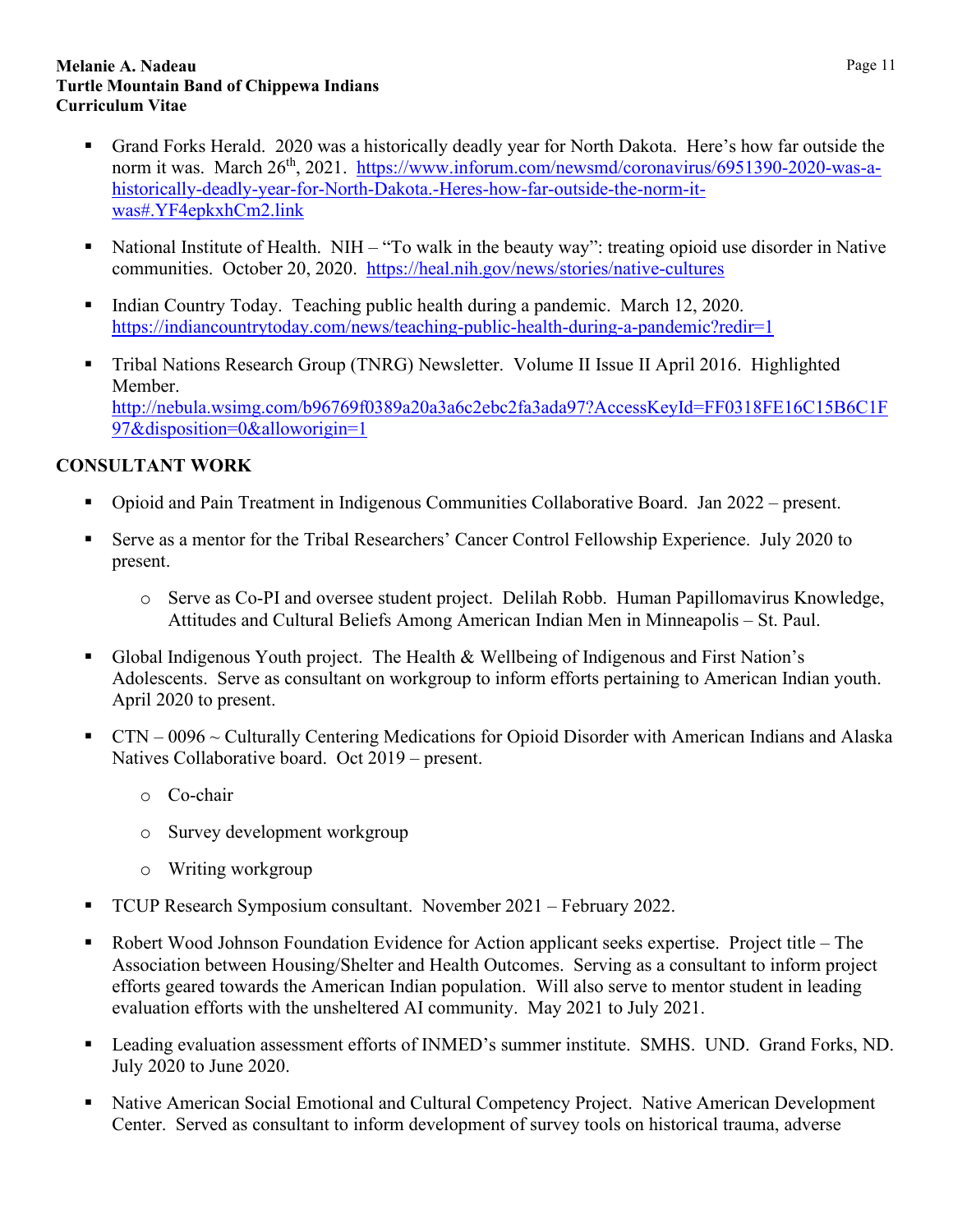- Grand Forks Herald. 2020 was a historically deadly year for North Dakota. Here's how far outside the norm it was. March 26th, 2021. https://www.inforum.com/newsmd/coronavirus/6951390-2020-was-a-historically-deadly-year-for-North-Dakota.-Heres-how-far-outside-the-norm-it-was#.YF4epkxhCm2.link

- National Institute of Health. NIH – "To walk in the beauty way": treating opioid use disorder in Native communities. October 20, 2020. https://heal.nih.gov/news/stories/native-cultures

- Indian Country Today. Teaching public health during a pandemic. March 12, 2020. https://indiancountrytoday.com/news/teaching-public-health-during-a-pandemic?redir=1

- Tribal Nations Research Group (TNRG) Newsletter. Volume II Issue II April 2016. Highlighted Member. http://nebula.wsimg.com/b96769f0389a20a3a6c2ebc2fa3ada97?AccessKeyId=FF0318FE16C15B6C1F97&disposition=0&alloworigin=1

## CONSULTANT WORK

- Opioid and Pain Treatment in Indigenous Communities Collaborative Board. Jan 2022 – present.

- Serve as a mentor for the Tribal Researchers' Cancer Control Fellowship Experience. July 2020 to present.
  - Serve as Co-PI and oversee student project. Delilah Robb. Human Papillomavirus Knowledge, Attitudes and Cultural Beliefs Among American Indian Men in Minneapolis – St. Paul.

- Global Indigenous Youth project. The Health & Wellbeing of Indigenous and First Nation's Adolescents. Serve as consultant on workgroup to inform efforts pertaining to American Indian youth. April 2020 to present.

- CTN – 0096 ~ Culturally Centering Medications for Opioid Disorder with American Indians and Alaska Natives Collaborative board. Oct 2019 – present.
  - Co-chair
  - Survey development workgroup
  - Writing workgroup

- TCUP Research Symposium consultant. November 2021 – February 2022.

- Robert Wood Johnson Foundation Evidence for Action applicant seeks expertise. Project title – The Association between Housing/Shelter and Health Outcomes. Serving as a consultant to inform project efforts geared towards the American Indian population. Will also serve to mentor student in leading evaluation efforts with the unsheltered AI community. May 2021 to July 2021.

- Leading evaluation assessment efforts of INMED's summer institute. SMHS. UND. Grand Forks, ND. July 2020 to June 2020.

- Native American Social Emotional and Cultural Competency Project. Native American Development Center. Served as consultant to inform development of survey tools on historical trauma, adverse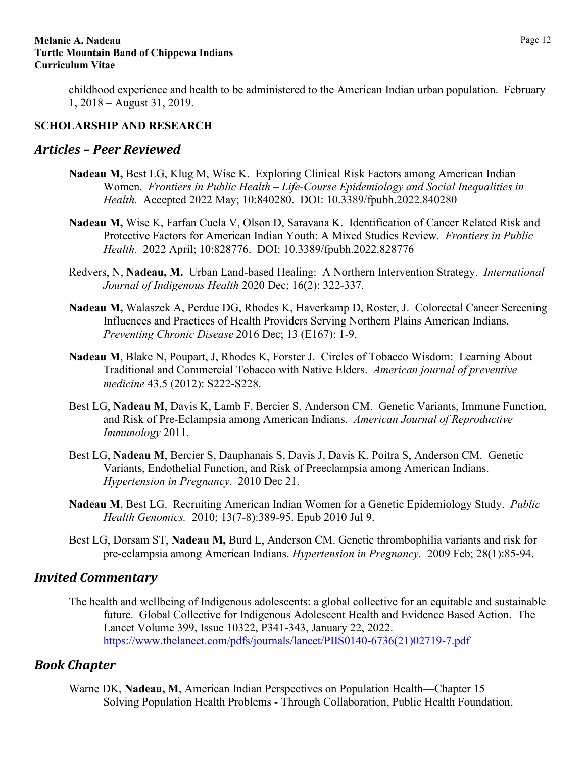childhood experience and health to be administered to the American Indian urban population. February 1, 2018 – August 31, 2019.

## SCHOLARSHIP AND RESEARCH

### *Articles – Peer Reviewed*

**Nadeau M,** Best LG, Klug M, Wise K. Exploring Clinical Risk Factors among American Indian Women. *Frontiers in Public Health – Life-Course Epidemiology and Social Inequalities in Health.* Accepted 2022 May; 10:840280. DOI: 10.3389/fpubh.2022.840280

**Nadeau M,** Wise K, Farfan Cuela V, Olson D, Saravana K. Identification of Cancer Related Risk and Protective Factors for American Indian Youth: A Mixed Studies Review. *Frontiers in Public Health.* 2022 April; 10:828776. DOI: 10.3389/fpubh.2022.828776

Redvers, N, **Nadeau, M.** Urban Land-based Healing: A Northern Intervention Strategy. *International Journal of Indigenous Health* 2020 Dec; 16(2): 322-337.

**Nadeau M,** Walaszek A, Perdue DG, Rhodes K, Haverkamp D, Roster, J. Colorectal Cancer Screening Influences and Practices of Health Providers Serving Northern Plains American Indians. *Preventing Chronic Disease* 2016 Dec; 13 (E167): 1-9.

**Nadeau M**, Blake N, Poupart, J, Rhodes K, Forster J. Circles of Tobacco Wisdom: Learning About Traditional and Commercial Tobacco with Native Elders. *American journal of preventive medicine* 43.5 (2012): S222-S228.

Best LG, **Nadeau M**, Davis K, Lamb F, Bercier S, Anderson CM. Genetic Variants, Immune Function, and Risk of Pre-Eclampsia among American Indians. *American Journal of Reproductive Immunology* 2011.

Best LG, **Nadeau M**, Bercier S, Dauphanais S, Davis J, Davis K, Poitra S, Anderson CM. Genetic Variants, Endothelial Function, and Risk of Preeclampsia among American Indians. *Hypertension in Pregnancy.* 2010 Dec 21.

**Nadeau M**, Best LG. Recruiting American Indian Women for a Genetic Epidemiology Study. *Public Health Genomics.* 2010; 13(7-8):389-95. Epub 2010 Jul 9.

Best LG, Dorsam ST, **Nadeau M,** Burd L, Anderson CM. Genetic thrombophilia variants and risk for pre-eclampsia among American Indians. *Hypertension in Pregnancy.* 2009 Feb; 28(1):85-94.

### *Invited Commentary*

The health and wellbeing of Indigenous adolescents: a global collective for an equitable and sustainable future. Global Collective for Indigenous Adolescent Health and Evidence Based Action. The Lancet Volume 399, Issue 10322, P341-343, January 22, 2022. [https://www.thelancet.com/pdfs/journals/lancet/PIIS0140-6736(21)02719-7.pdf](https://www.thelancet.com/pdfs/journals/lancet/PIIS0140-6736(21)02719-7.pdf)

### *Book Chapter*

Warne DK, **Nadeau, M**, American Indian Perspectives on Population Health—Chapter 15 Solving Population Health Problems - Through Collaboration, Public Health Foundation,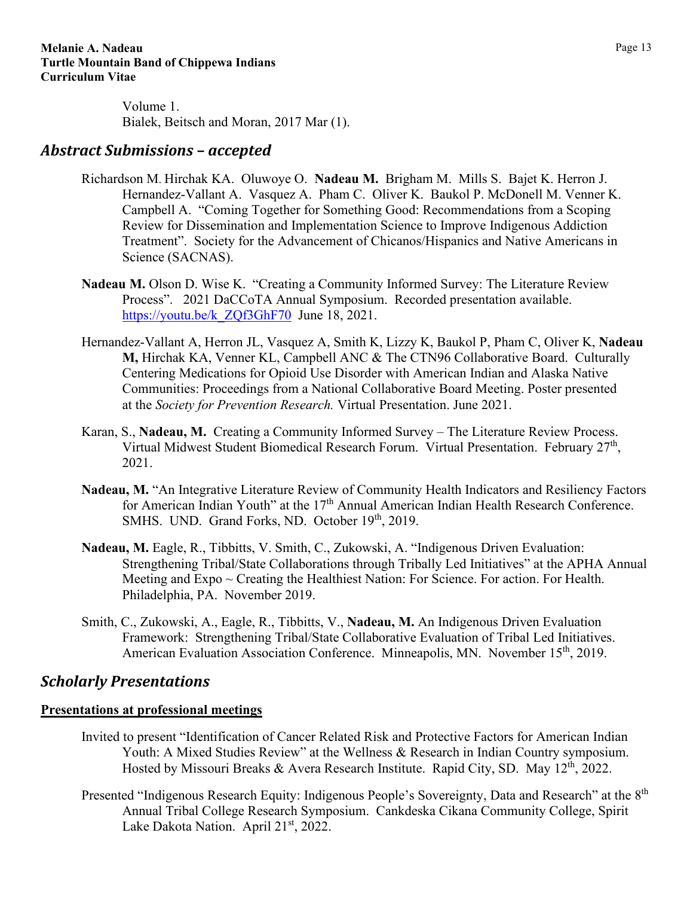Volume 1.
Bialek, Beitsch and Moran, 2017 Mar (1).

## *Abstract Submissions – accepted*

Richardson M. Hirchak KA. Oluwoye O. **Nadeau M.** Brigham M. Mills S. Bajet K. Herron J. Hernandez-Vallant A. Vasquez A. Pham C. Oliver K. Baukol P. McDonell M. Venner K. Campbell A. "Coming Together for Something Good: Recommendations from a Scoping Review for Dissemination and Implementation Science to Improve Indigenous Addiction Treatment". Society for the Advancement of Chicanos/Hispanics and Native Americans in Science (SACNAS).

**Nadeau M.** Olson D. Wise K. "Creating a Community Informed Survey: The Literature Review Process". 2021 DaCCoTA Annual Symposium. Recorded presentation available. https://youtu.be/k_ZQf3GhF70 June 18, 2021.

Hernandez-Vallant A, Herron JL, Vasquez A, Smith K, Lizzy K, Baukol P, Pham C, Oliver K, **Nadeau M,** Hirchak KA, Venner KL, Campbell ANC & The CTN96 Collaborative Board. Culturally Centering Medications for Opioid Use Disorder with American Indian and Alaska Native Communities: Proceedings from a National Collaborative Board Meeting. Poster presented at the *Society for Prevention Research.* Virtual Presentation. June 2021.

Karan, S., **Nadeau, M.** Creating a Community Informed Survey – The Literature Review Process. Virtual Midwest Student Biomedical Research Forum. Virtual Presentation. February 27th, 2021.

**Nadeau, M.** "An Integrative Literature Review of Community Health Indicators and Resiliency Factors for American Indian Youth" at the 17th Annual American Indian Health Research Conference. SMHS. UND. Grand Forks, ND. October 19th, 2019.

**Nadeau, M.** Eagle, R., Tibbitts, V. Smith, C., Zukowski, A. "Indigenous Driven Evaluation: Strengthening Tribal/State Collaborations through Tribally Led Initiatives" at the APHA Annual Meeting and Expo ~ Creating the Healthiest Nation: For Science. For action. For Health. Philadelphia, PA. November 2019.

Smith, C., Zukowski, A., Eagle, R., Tibbitts, V., **Nadeau, M.** An Indigenous Driven Evaluation Framework: Strengthening Tribal/State Collaborative Evaluation of Tribal Led Initiatives. American Evaluation Association Conference. Minneapolis, MN. November 15th, 2019.

## *Scholarly Presentations*

### Presentations at professional meetings

Invited to present "Identification of Cancer Related Risk and Protective Factors for American Indian Youth: A Mixed Studies Review" at the Wellness & Research in Indian Country symposium. Hosted by Missouri Breaks & Avera Research Institute. Rapid City, SD. May 12th, 2022.

Presented "Indigenous Research Equity: Indigenous People's Sovereignty, Data and Research" at the 8th Annual Tribal College Research Symposium. Cankdeska Cikana Community College, Spirit Lake Dakota Nation. April 21st, 2022.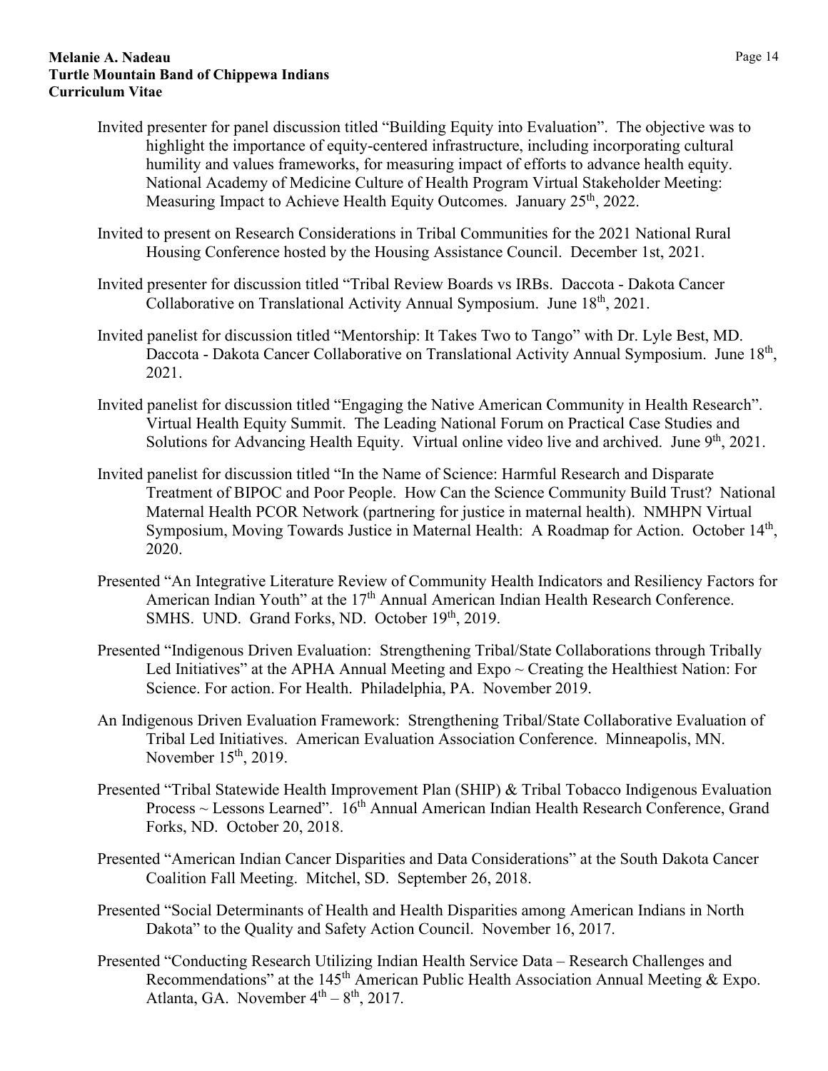Invited presenter for panel discussion titled "Building Equity into Evaluation". The objective was to highlight the importance of equity-centered infrastructure, including incorporating cultural humility and values frameworks, for measuring impact of efforts to advance health equity. National Academy of Medicine Culture of Health Program Virtual Stakeholder Meeting: Measuring Impact to Achieve Health Equity Outcomes. January 25th, 2022.

Invited to present on Research Considerations in Tribal Communities for the 2021 National Rural Housing Conference hosted by the Housing Assistance Council. December 1st, 2021.

Invited presenter for discussion titled "Tribal Review Boards vs IRBs. Daccota - Dakota Cancer Collaborative on Translational Activity Annual Symposium. June 18th, 2021.

Invited panelist for discussion titled "Mentorship: It Takes Two to Tango" with Dr. Lyle Best, MD. Daccota - Dakota Cancer Collaborative on Translational Activity Annual Symposium. June 18th, 2021.

Invited panelist for discussion titled "Engaging the Native American Community in Health Research". Virtual Health Equity Summit. The Leading National Forum on Practical Case Studies and Solutions for Advancing Health Equity. Virtual online video live and archived. June 9th, 2021.

Invited panelist for discussion titled "In the Name of Science: Harmful Research and Disparate Treatment of BIPOC and Poor People. How Can the Science Community Build Trust? National Maternal Health PCOR Network (partnering for justice in maternal health). NMHPN Virtual Symposium, Moving Towards Justice in Maternal Health: A Roadmap for Action. October 14th, 2020.

Presented "An Integrative Literature Review of Community Health Indicators and Resiliency Factors for American Indian Youth" at the 17th Annual American Indian Health Research Conference. SMHS. UND. Grand Forks, ND. October 19th, 2019.

Presented "Indigenous Driven Evaluation: Strengthening Tribal/State Collaborations through Tribally Led Initiatives" at the APHA Annual Meeting and Expo ~ Creating the Healthiest Nation: For Science. For action. For Health. Philadelphia, PA. November 2019.

An Indigenous Driven Evaluation Framework: Strengthening Tribal/State Collaborative Evaluation of Tribal Led Initiatives. American Evaluation Association Conference. Minneapolis, MN. November 15th, 2019.

Presented "Tribal Statewide Health Improvement Plan (SHIP) & Tribal Tobacco Indigenous Evaluation Process ~ Lessons Learned". 16th Annual American Indian Health Research Conference, Grand Forks, ND. October 20, 2018.

Presented "American Indian Cancer Disparities and Data Considerations" at the South Dakota Cancer Coalition Fall Meeting. Mitchel, SD. September 26, 2018.

Presented "Social Determinants of Health and Health Disparities among American Indians in North Dakota" to the Quality and Safety Action Council. November 16, 2017.

Presented "Conducting Research Utilizing Indian Health Service Data – Research Challenges and Recommendations" at the 145th American Public Health Association Annual Meeting & Expo. Atlanta, GA. November 4th – 8th, 2017.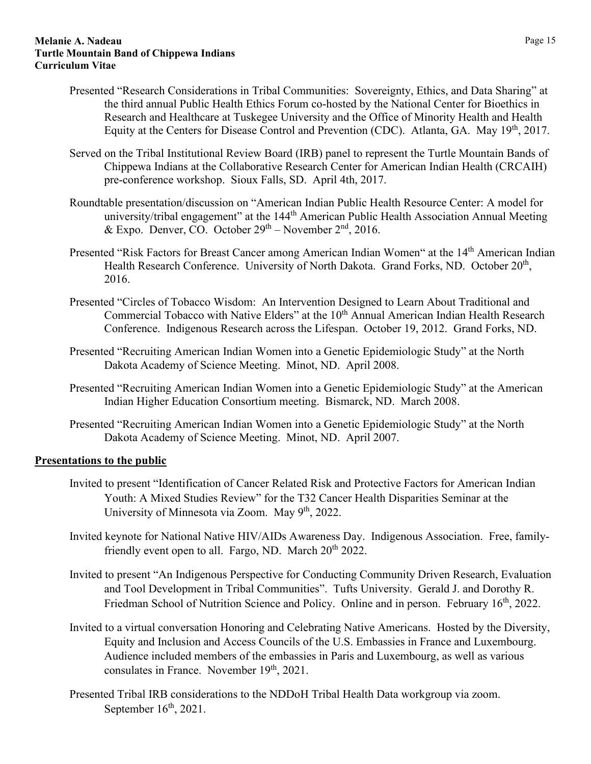Presented "Research Considerations in Tribal Communities: Sovereignty, Ethics, and Data Sharing" at the third annual Public Health Ethics Forum co-hosted by the National Center for Bioethics in Research and Healthcare at Tuskegee University and the Office of Minority Health and Health Equity at the Centers for Disease Control and Prevention (CDC). Atlanta, GA. May 19th, 2017.

Served on the Tribal Institutional Review Board (IRB) panel to represent the Turtle Mountain Bands of Chippewa Indians at the Collaborative Research Center for American Indian Health (CRCAIH) pre-conference workshop. Sioux Falls, SD. April 4th, 2017.

Roundtable presentation/discussion on "American Indian Public Health Resource Center: A model for university/tribal engagement" at the 144th American Public Health Association Annual Meeting & Expo. Denver, CO. October 29th – November 2nd, 2016.

Presented "Risk Factors for Breast Cancer among American Indian Women" at the 14th American Indian Health Research Conference. University of North Dakota. Grand Forks, ND. October 20th, 2016.

Presented "Circles of Tobacco Wisdom: An Intervention Designed to Learn About Traditional and Commercial Tobacco with Native Elders" at the 10th Annual American Indian Health Research Conference. Indigenous Research across the Lifespan. October 19, 2012. Grand Forks, ND.

Presented "Recruiting American Indian Women into a Genetic Epidemiologic Study" at the North Dakota Academy of Science Meeting. Minot, ND. April 2008.

Presented "Recruiting American Indian Women into a Genetic Epidemiologic Study" at the American Indian Higher Education Consortium meeting. Bismarck, ND. March 2008.

Presented "Recruiting American Indian Women into a Genetic Epidemiologic Study" at the North Dakota Academy of Science Meeting. Minot, ND. April 2007.

## Presentations to the public

Invited to present "Identification of Cancer Related Risk and Protective Factors for American Indian Youth: A Mixed Studies Review" for the T32 Cancer Health Disparities Seminar at the University of Minnesota via Zoom. May 9th, 2022.

Invited keynote for National Native HIV/AIDs Awareness Day. Indigenous Association. Free, family-friendly event open to all. Fargo, ND. March 20th 2022.

Invited to present "An Indigenous Perspective for Conducting Community Driven Research, Evaluation and Tool Development in Tribal Communities". Tufts University. Gerald J. and Dorothy R. Friedman School of Nutrition Science and Policy. Online and in person. February 16th, 2022.

Invited to a virtual conversation Honoring and Celebrating Native Americans. Hosted by the Diversity, Equity and Inclusion and Access Councils of the U.S. Embassies in France and Luxembourg. Audience included members of the embassies in Paris and Luxembourg, as well as various consulates in France. November 19th, 2021.

Presented Tribal IRB considerations to the NDDoH Tribal Health Data workgroup via zoom. September 16th, 2021.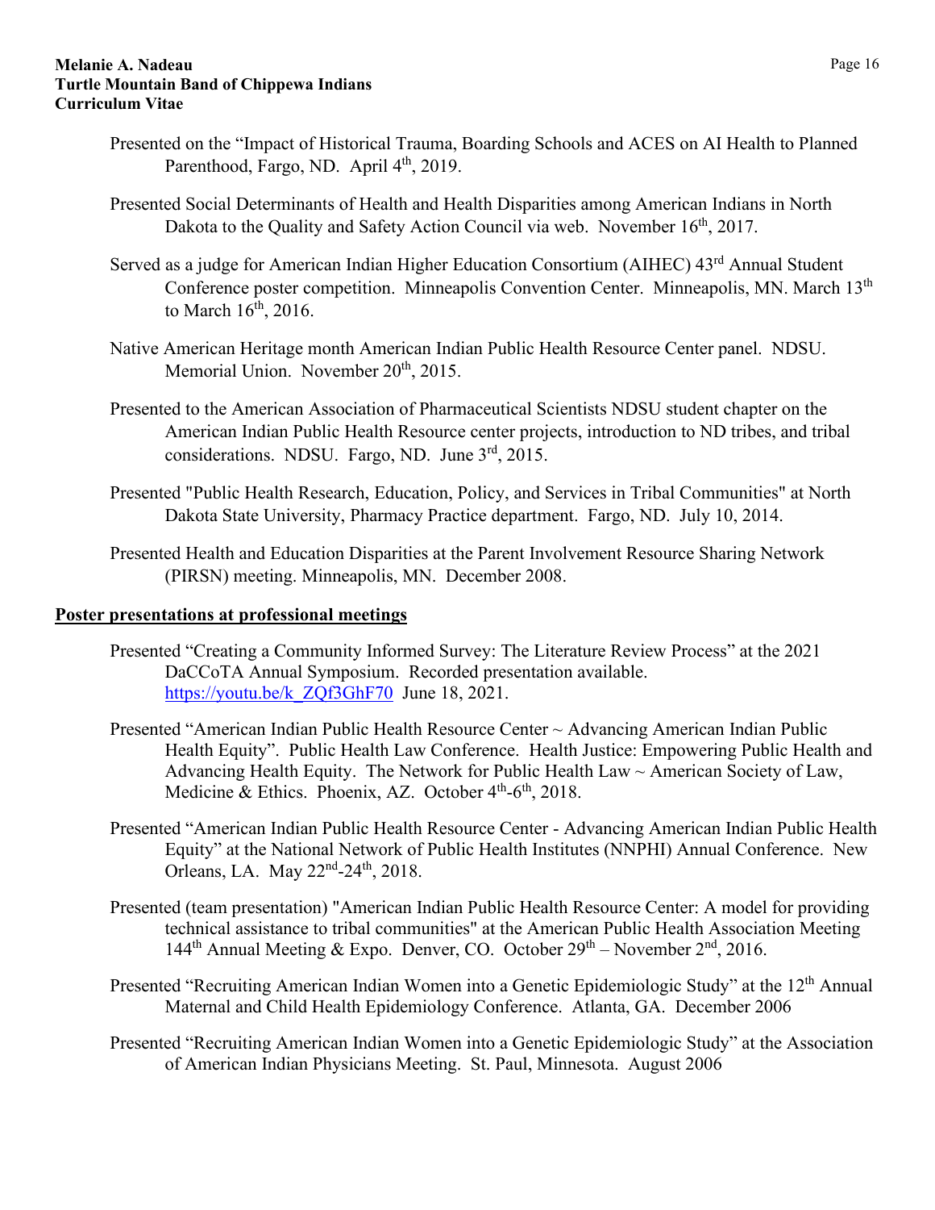Presented on the "Impact of Historical Trauma, Boarding Schools and ACES on AI Health to Planned Parenthood, Fargo, ND. April 4th, 2019.

Presented Social Determinants of Health and Health Disparities among American Indians in North Dakota to the Quality and Safety Action Council via web. November 16th, 2017.

Served as a judge for American Indian Higher Education Consortium (AIHEC) 43rd Annual Student Conference poster competition. Minneapolis Convention Center. Minneapolis, MN. March 13th to March 16th, 2016.

Native American Heritage month American Indian Public Health Resource Center panel. NDSU. Memorial Union. November 20th, 2015.

Presented to the American Association of Pharmaceutical Scientists NDSU student chapter on the American Indian Public Health Resource center projects, introduction to ND tribes, and tribal considerations. NDSU. Fargo, ND. June 3rd, 2015.

Presented "Public Health Research, Education, Policy, and Services in Tribal Communities" at North Dakota State University, Pharmacy Practice department. Fargo, ND. July 10, 2014.

Presented Health and Education Disparities at the Parent Involvement Resource Sharing Network (PIRSN) meeting. Minneapolis, MN. December 2008.

## Poster presentations at professional meetings

Presented "Creating a Community Informed Survey: The Literature Review Process" at the 2021 DaCCoTA Annual Symposium. Recorded presentation available. https://youtu.be/k_ZQf3GhF70 June 18, 2021.

Presented "American Indian Public Health Resource Center ~ Advancing American Indian Public Health Equity". Public Health Law Conference. Health Justice: Empowering Public Health and Advancing Health Equity. The Network for Public Health Law ~ American Society of Law, Medicine & Ethics. Phoenix, AZ. October 4th-6th, 2018.

Presented "American Indian Public Health Resource Center - Advancing American Indian Public Health Equity" at the National Network of Public Health Institutes (NNPHI) Annual Conference. New Orleans, LA. May 22nd-24th, 2018.

Presented (team presentation) "American Indian Public Health Resource Center: A model for providing technical assistance to tribal communities" at the American Public Health Association Meeting 144th Annual Meeting & Expo. Denver, CO. October 29th – November 2nd, 2016.

Presented "Recruiting American Indian Women into a Genetic Epidemiologic Study" at the 12th Annual Maternal and Child Health Epidemiology Conference. Atlanta, GA. December 2006

Presented "Recruiting American Indian Women into a Genetic Epidemiologic Study" at the Association of American Indian Physicians Meeting. St. Paul, Minnesota. August 2006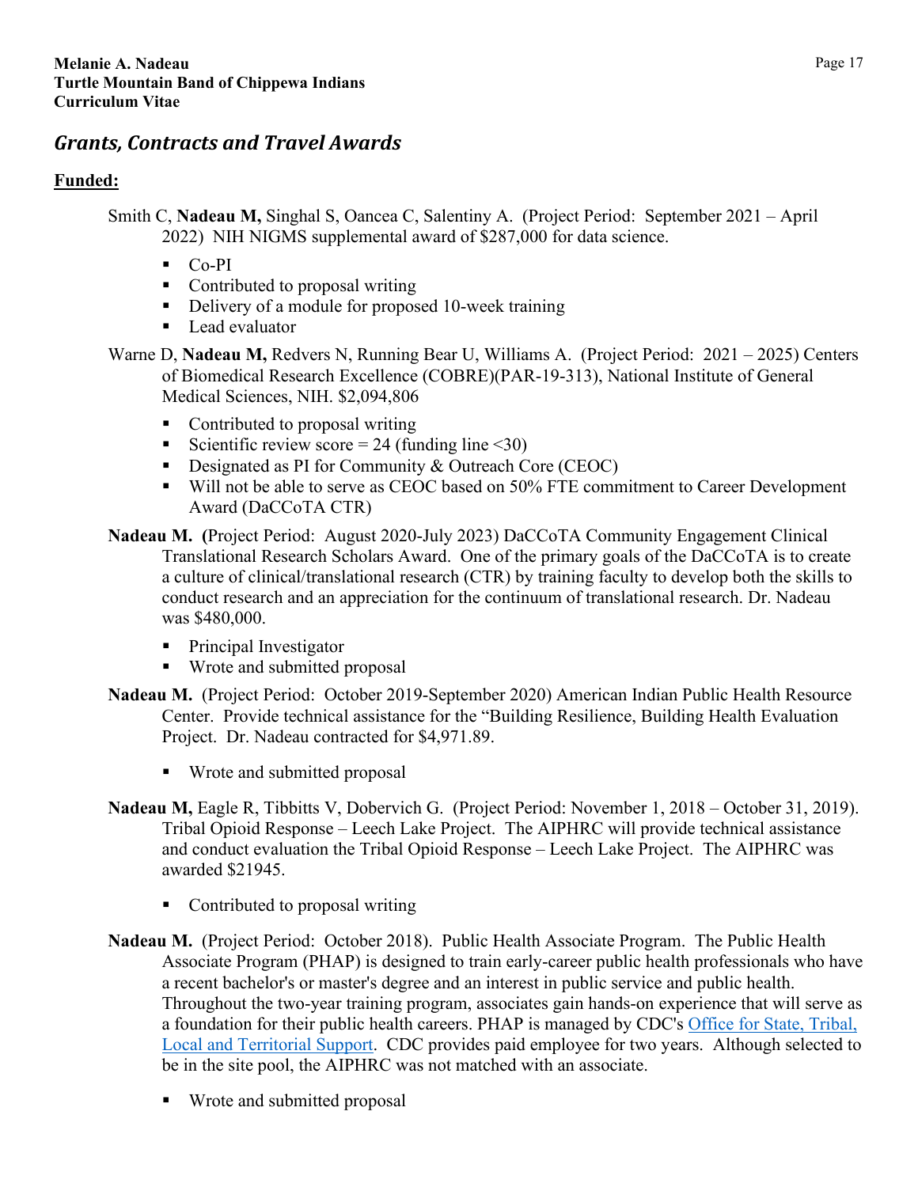## *Grants, Contracts and Travel Awards*

**Funded:**

Smith C, **Nadeau M,** Singhal S, Oancea C, Salentiny A. (Project Period: September 2021 – April 2022) NIH NIGMS supplemental award of $287,000 for data science.

- Co-PI
- Contributed to proposal writing
- Delivery of a module for proposed 10-week training
- Lead evaluator

Warne D, **Nadeau M,** Redvers N, Running Bear U, Williams A. (Project Period: 2021 – 2025) Centers of Biomedical Research Excellence (COBRE)(PAR-19-313), National Institute of General Medical Sciences, NIH. $2,094,806

- Contributed to proposal writing
- Scientific review score = 24 (funding line <30)
- Designated as PI for Community & Outreach Core (CEOC)
- Will not be able to serve as CEOC based on 50% FTE commitment to Career Development Award (DaCCoTA CTR)

**Nadeau M. (**Project Period: August 2020-July 2023) DaCCoTA Community Engagement Clinical Translational Research Scholars Award. One of the primary goals of the DaCCoTA is to create a culture of clinical/translational research (CTR) by training faculty to develop both the skills to conduct research and an appreciation for the continuum of translational research. Dr. Nadeau was $480,000.

- Principal Investigator
- Wrote and submitted proposal

**Nadeau M.** (Project Period: October 2019-September 2020) American Indian Public Health Resource Center. Provide technical assistance for the "Building Resilience, Building Health Evaluation Project. Dr. Nadeau contracted for $4,971.89.

- Wrote and submitted proposal

**Nadeau M,** Eagle R, Tibbitts V, Dobervich G. (Project Period: November 1, 2018 – October 31, 2019). Tribal Opioid Response – Leech Lake Project. The AIPHRC will provide technical assistance and conduct evaluation the Tribal Opioid Response – Leech Lake Project. The AIPHRC was awarded $21945.

- Contributed to proposal writing

**Nadeau M.** (Project Period: October 2018). Public Health Associate Program. The Public Health Associate Program (PHAP) is designed to train early-career public health professionals who have a recent bachelor's or master's degree and an interest in public service and public health. Throughout the two-year training program, associates gain hands-on experience that will serve as a foundation for their public health careers. PHAP is managed by CDC's Office for State, Tribal, Local and Territorial Support. CDC provides paid employee for two years. Although selected to be in the site pool, the AIPHRC was not matched with an associate.

- Wrote and submitted proposal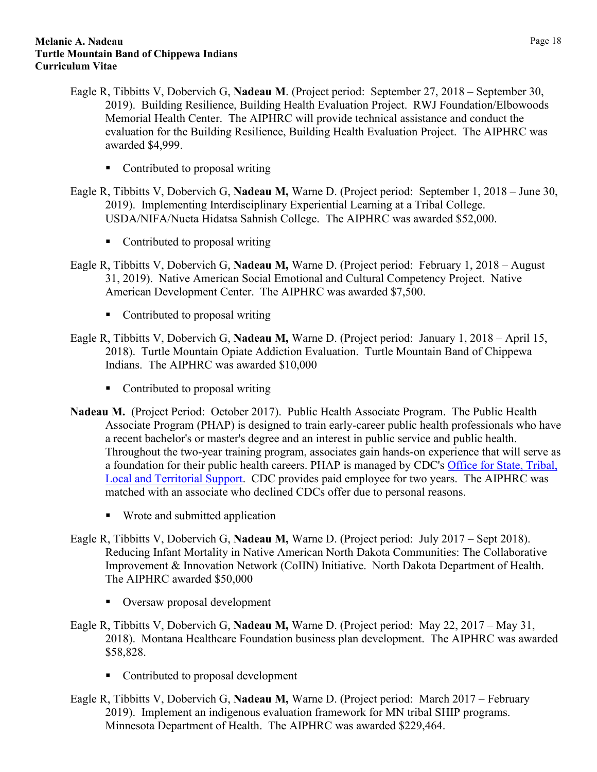Eagle R, Tibbitts V, Dobervich G, **Nadeau M**. (Project period: September 27, 2018 – September 30, 2019). Building Resilience, Building Health Evaluation Project. RWJ Foundation/Elbowoods Memorial Health Center. The AIPHRC will provide technical assistance and conduct the evaluation for the Building Resilience, Building Health Evaluation Project. The AIPHRC was awarded $4,999.

- Contributed to proposal writing

Eagle R, Tibbitts V, Dobervich G, **Nadeau M,** Warne D. (Project period: September 1, 2018 – June 30, 2019). Implementing Interdisciplinary Experiential Learning at a Tribal College. USDA/NIFA/Nueta Hidatsa Sahnish College. The AIPHRC was awarded $52,000.

- Contributed to proposal writing

Eagle R, Tibbitts V, Dobervich G, **Nadeau M,** Warne D. (Project period: February 1, 2018 – August 31, 2019). Native American Social Emotional and Cultural Competency Project. Native American Development Center. The AIPHRC was awarded $7,500.

- Contributed to proposal writing

Eagle R, Tibbitts V, Dobervich G, **Nadeau M,** Warne D. (Project period: January 1, 2018 – April 15, 2018). Turtle Mountain Opiate Addiction Evaluation. Turtle Mountain Band of Chippewa Indians. The AIPHRC was awarded $10,000

- Contributed to proposal writing

**Nadeau M.** (Project Period: October 2017). Public Health Associate Program. The Public Health Associate Program (PHAP) is designed to train early-career public health professionals who have a recent bachelor's or master's degree and an interest in public service and public health. Throughout the two-year training program, associates gain hands-on experience that will serve as a foundation for their public health careers. PHAP is managed by CDC's Office for State, Tribal, Local and Territorial Support. CDC provides paid employee for two years. The AIPHRC was matched with an associate who declined CDCs offer due to personal reasons.

- Wrote and submitted application

Eagle R, Tibbitts V, Dobervich G, **Nadeau M,** Warne D. (Project period: July 2017 – Sept 2018). Reducing Infant Mortality in Native American North Dakota Communities: The Collaborative Improvement & Innovation Network (CoIIN) Initiative. North Dakota Department of Health. The AIPHRC awarded $50,000

- Oversaw proposal development

Eagle R, Tibbitts V, Dobervich G, **Nadeau M,** Warne D. (Project period: May 22, 2017 – May 31, 2018). Montana Healthcare Foundation business plan development. The AIPHRC was awarded $58,828.

- Contributed to proposal development

Eagle R, Tibbitts V, Dobervich G, **Nadeau M,** Warne D. (Project period: March 2017 – February 2019). Implement an indigenous evaluation framework for MN tribal SHIP programs. Minnesota Department of Health. The AIPHRC was awarded $229,464.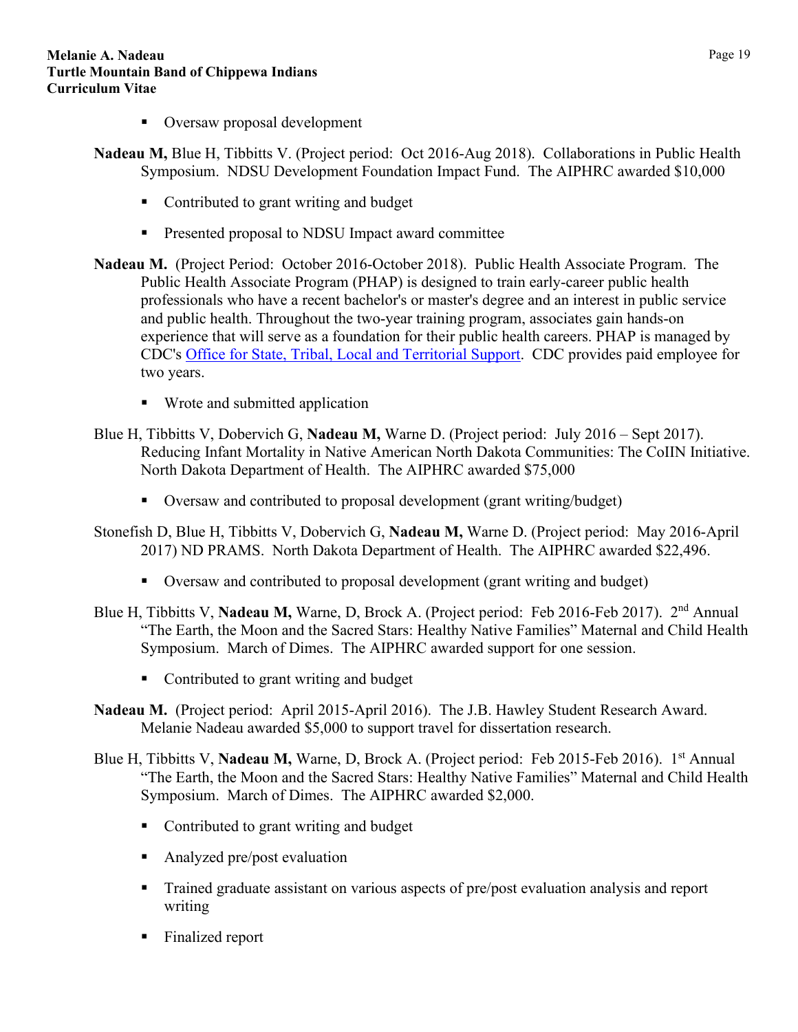- Oversaw proposal development

**Nadeau M,** Blue H, Tibbitts V. (Project period: Oct 2016-Aug 2018). Collaborations in Public Health Symposium. NDSU Development Foundation Impact Fund. The AIPHRC awarded $10,000

- Contributed to grant writing and budget
- Presented proposal to NDSU Impact award committee

**Nadeau M.** (Project Period: October 2016-October 2018). Public Health Associate Program. The Public Health Associate Program (PHAP) is designed to train early-career public health professionals who have a recent bachelor's or master's degree and an interest in public service and public health. Throughout the two-year training program, associates gain hands-on experience that will serve as a foundation for their public health careers. PHAP is managed by CDC's Office for State, Tribal, Local and Territorial Support. CDC provides paid employee for two years.

- Wrote and submitted application

Blue H, Tibbitts V, Dobervich G, **Nadeau M,** Warne D. (Project period: July 2016 – Sept 2017). Reducing Infant Mortality in Native American North Dakota Communities: The CoIIN Initiative. North Dakota Department of Health. The AIPHRC awarded $75,000

- Oversaw and contributed to proposal development (grant writing/budget)

Stonefish D, Blue H, Tibbitts V, Dobervich G, **Nadeau M,** Warne D. (Project period: May 2016-April 2017) ND PRAMS. North Dakota Department of Health. The AIPHRC awarded $22,496.

- Oversaw and contributed to proposal development (grant writing and budget)

Blue H, Tibbitts V, **Nadeau M,** Warne, D, Brock A. (Project period: Feb 2016-Feb 2017). 2nd Annual "The Earth, the Moon and the Sacred Stars: Healthy Native Families" Maternal and Child Health Symposium. March of Dimes. The AIPHRC awarded support for one session.

- Contributed to grant writing and budget

**Nadeau M.** (Project period: April 2015-April 2016). The J.B. Hawley Student Research Award. Melanie Nadeau awarded $5,000 to support travel for dissertation research.

Blue H, Tibbitts V, **Nadeau M,** Warne, D, Brock A. (Project period: Feb 2015-Feb 2016). 1st Annual "The Earth, the Moon and the Sacred Stars: Healthy Native Families" Maternal and Child Health Symposium. March of Dimes. The AIPHRC awarded $2,000.

- Contributed to grant writing and budget
- Analyzed pre/post evaluation
- Trained graduate assistant on various aspects of pre/post evaluation analysis and report writing
- Finalized report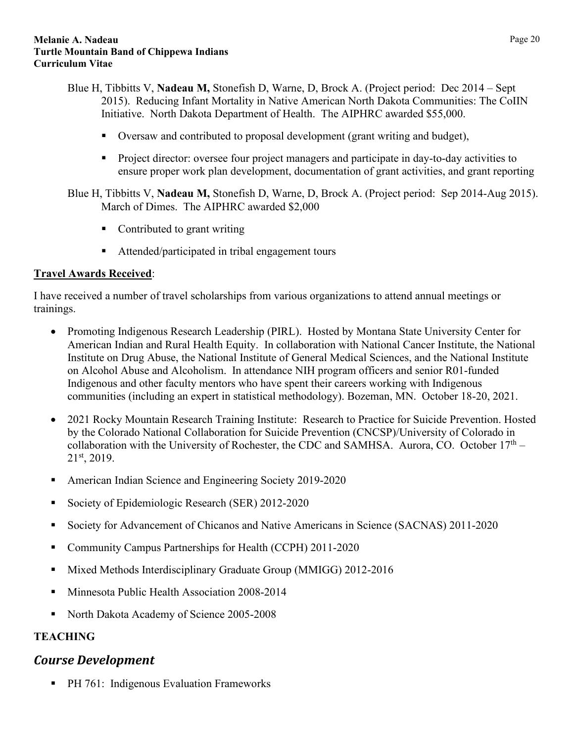Blue H, Tibbitts V, **Nadeau M,** Stonefish D, Warne, D, Brock A. (Project period: Dec 2014 – Sept 2015). Reducing Infant Mortality in Native American North Dakota Communities: The CoIIN Initiative. North Dakota Department of Health. The AIPHRC awarded $55,000.

- Oversaw and contributed to proposal development (grant writing and budget),
- Project director: oversee four project managers and participate in day-to-day activities to ensure proper work plan development, documentation of grant activities, and grant reporting

Blue H, Tibbitts V, **Nadeau M,** Stonefish D, Warne, D, Brock A. (Project period: Sep 2014-Aug 2015). March of Dimes. The AIPHRC awarded $2,000

- Contributed to grant writing
- Attended/participated in tribal engagement tours

**Travel Awards Received**:

I have received a number of travel scholarships from various organizations to attend annual meetings or trainings.

- Promoting Indigenous Research Leadership (PIRL). Hosted by Montana State University Center for American Indian and Rural Health Equity. In collaboration with National Cancer Institute, the National Institute on Drug Abuse, the National Institute of General Medical Sciences, and the National Institute on Alcohol Abuse and Alcoholism. In attendance NIH program officers and senior R01-funded Indigenous and other faculty mentors who have spent their careers working with Indigenous communities (including an expert in statistical methodology). Bozeman, MN. October 18-20, 2021.
- 2021 Rocky Mountain Research Training Institute: Research to Practice for Suicide Prevention. Hosted by the Colorado National Collaboration for Suicide Prevention (CNCSP)/University of Colorado in collaboration with the University of Rochester, the CDC and SAMHSA. Aurora, CO. October 17th – 21st, 2019.
- American Indian Science and Engineering Society 2019-2020
- Society of Epidemiologic Research (SER) 2012-2020
- Society for Advancement of Chicanos and Native Americans in Science (SACNAS) 2011-2020
- Community Campus Partnerships for Health (CCPH) 2011-2020
- Mixed Methods Interdisciplinary Graduate Group (MMIGG) 2012-2016
- Minnesota Public Health Association 2008-2014
- North Dakota Academy of Science 2005-2008

## TEACHING

### *Course Development*

- PH 761: Indigenous Evaluation Frameworks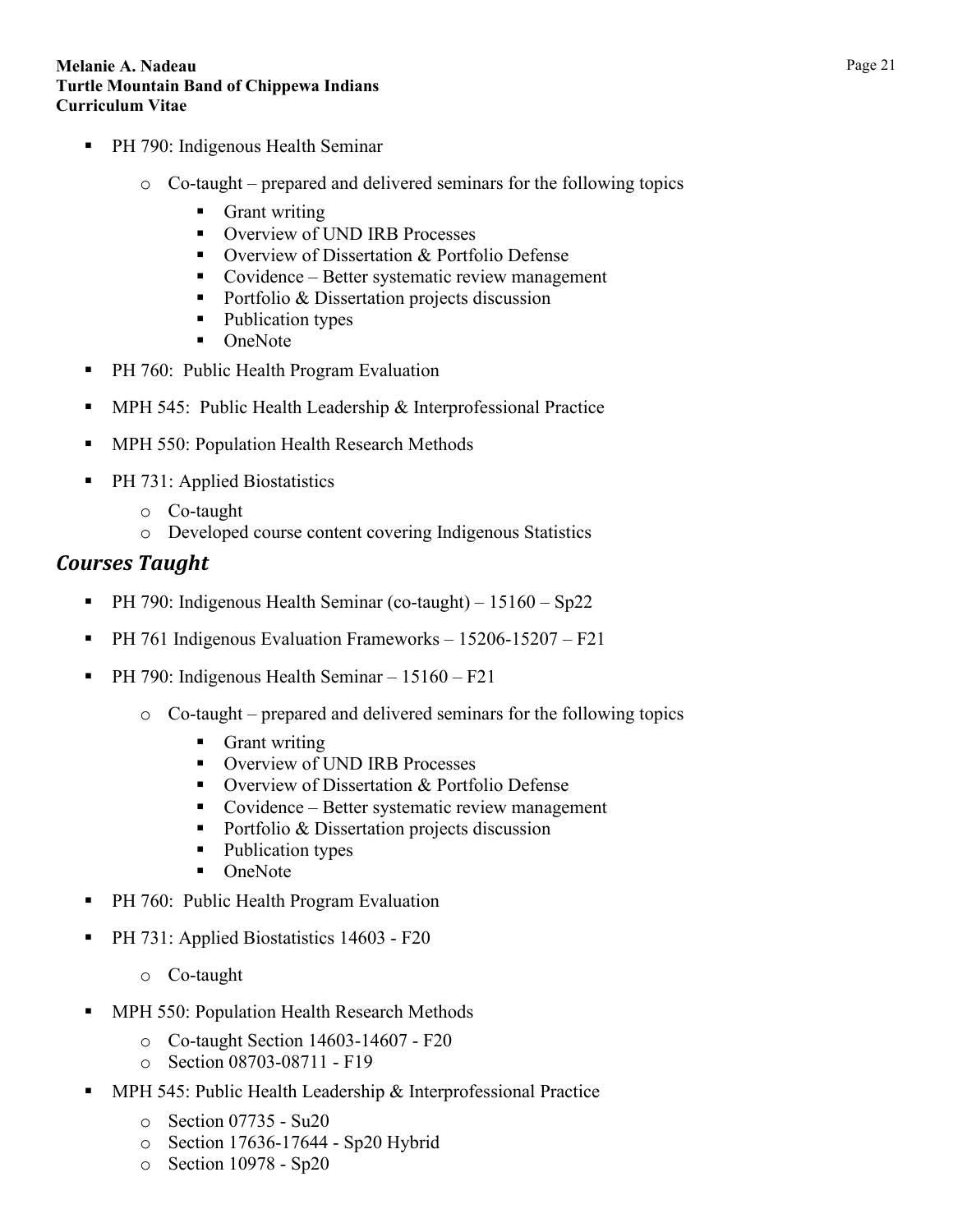- PH 790: Indigenous Health Seminar
    - Co-taught – prepared and delivered seminars for the following topics
        - Grant writing
        - Overview of UND IRB Processes
        - Overview of Dissertation & Portfolio Defense
        - Covidence – Better systematic review management
        - Portfolio & Dissertation projects discussion
        - Publication types
        - OneNote
- PH 760: Public Health Program Evaluation
- MPH 545: Public Health Leadership & Interprofessional Practice
- MPH 550: Population Health Research Methods
- PH 731: Applied Biostatistics
    - Co-taught
    - Developed course content covering Indigenous Statistics

## *Courses Taught*

- PH 790: Indigenous Health Seminar (co-taught) – 15160 – Sp22
- PH 761 Indigenous Evaluation Frameworks – 15206-15207 – F21
- PH 790: Indigenous Health Seminar – 15160 – F21
    - Co-taught – prepared and delivered seminars for the following topics
        - Grant writing
        - Overview of UND IRB Processes
        - Overview of Dissertation & Portfolio Defense
        - Covidence – Better systematic review management
        - Portfolio & Dissertation projects discussion
        - Publication types
        - OneNote
- PH 760: Public Health Program Evaluation
- PH 731: Applied Biostatistics 14603 - F20
    - Co-taught
- MPH 550: Population Health Research Methods
    - Co-taught Section 14603-14607 - F20
    - Section 08703-08711 - F19
- MPH 545: Public Health Leadership & Interprofessional Practice
    - Section 07735 - Su20
    - Section 17636-17644 - Sp20 Hybrid
    - Section 10978 - Sp20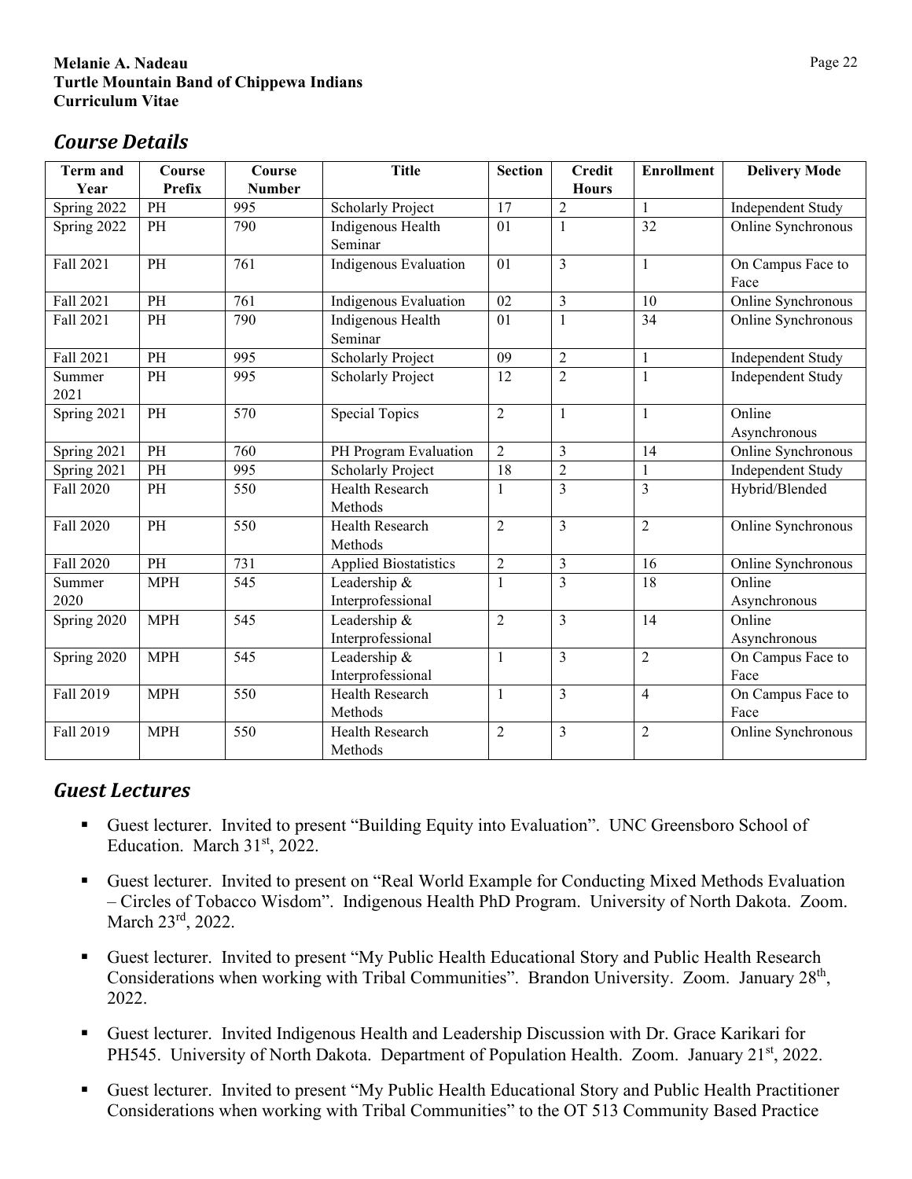## Course Details

| Term and Year | Course Prefix | Course Number | Title | Section | Credit Hours | Enrollment | Delivery Mode |
|---|---|---|---|---|---|---|---|
| Spring 2022 | PH | 995 | Scholarly Project | 17 | 2 | 1 | Independent Study |
| Spring 2022 | PH | 790 | Indigenous Health Seminar | 01 | 1 | 32 | Online Synchronous |
| Fall 2021 | PH | 761 | Indigenous Evaluation | 01 | 3 | 1 | On Campus Face to Face |
| Fall 2021 | PH | 761 | Indigenous Evaluation | 02 | 3 | 10 | Online Synchronous |
| Fall 2021 | PH | 790 | Indigenous Health Seminar | 01 | 1 | 34 | Online Synchronous |
| Fall 2021 | PH | 995 | Scholarly Project | 09 | 2 | 1 | Independent Study |
| Summer 2021 | PH | 995 | Scholarly Project | 12 | 2 | 1 | Independent Study |
| Spring 2021 | PH | 570 | Special Topics | 2 | 1 | 1 | Online Asynchronous |
| Spring 2021 | PH | 760 | PH Program Evaluation | 2 | 3 | 14 | Online Synchronous |
| Spring 2021 | PH | 995 | Scholarly Project | 18 | 2 | 1 | Independent Study |
| Fall 2020 | PH | 550 | Health Research Methods | 1 | 3 | 3 | Hybrid/Blended |
| Fall 2020 | PH | 550 | Health Research Methods | 2 | 3 | 2 | Online Synchronous |
| Fall 2020 | PH | 731 | Applied Biostatistics | 2 | 3 | 16 | Online Synchronous |
| Summer 2020 | MPH | 545 | Leadership & Interprofessional | 1 | 3 | 18 | Online Asynchronous |
| Spring 2020 | MPH | 545 | Leadership & Interprofessional | 2 | 3 | 14 | Online Asynchronous |
| Spring 2020 | MPH | 545 | Leadership & Interprofessional | 1 | 3 | 2 | On Campus Face to Face |
| Fall 2019 | MPH | 550 | Health Research Methods | 1 | 3 | 4 | On Campus Face to Face |
| Fall 2019 | MPH | 550 | Health Research Methods | 2 | 3 | 2 | Online Synchronous |

## Guest Lectures

- Guest lecturer. Invited to present "Building Equity into Evaluation". UNC Greensboro School of Education. March 31st, 2022.
- Guest lecturer. Invited to present on "Real World Example for Conducting Mixed Methods Evaluation – Circles of Tobacco Wisdom". Indigenous Health PhD Program. University of North Dakota. Zoom. March 23rd, 2022.
- Guest lecturer. Invited to present "My Public Health Educational Story and Public Health Research Considerations when working with Tribal Communities". Brandon University. Zoom. January 28th, 2022.
- Guest lecturer. Invited Indigenous Health and Leadership Discussion with Dr. Grace Karikari for PH545. University of North Dakota. Department of Population Health. Zoom. January 21st, 2022.
- Guest lecturer. Invited to present "My Public Health Educational Story and Public Health Practitioner Considerations when working with Tribal Communities" to the OT 513 Community Based Practice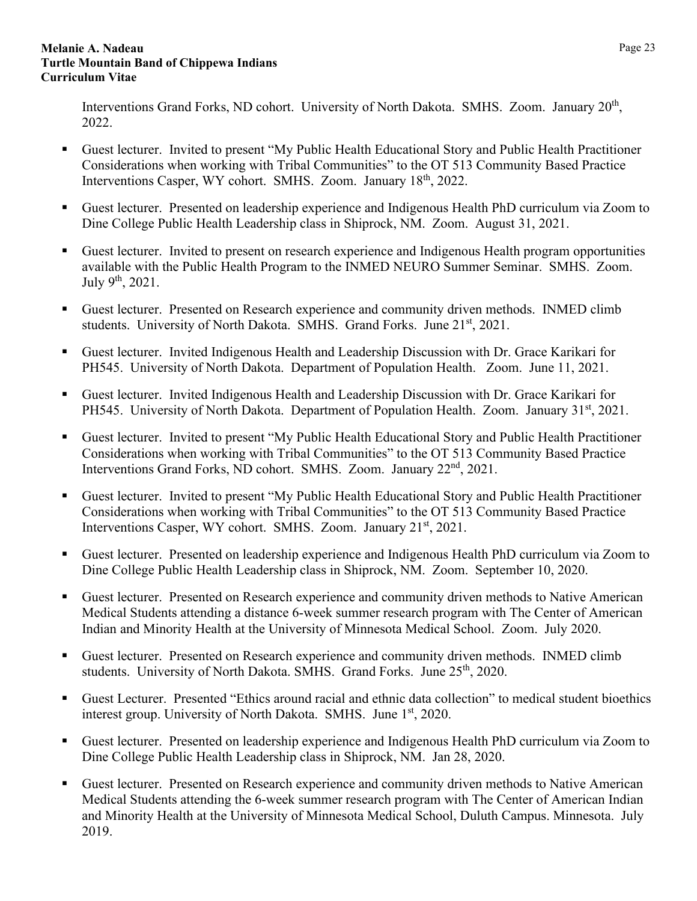Interventions Grand Forks, ND cohort. University of North Dakota. SMHS. Zoom. January 20th, 2022.

- Guest lecturer. Invited to present "My Public Health Educational Story and Public Health Practitioner Considerations when working with Tribal Communities" to the OT 513 Community Based Practice Interventions Casper, WY cohort. SMHS. Zoom. January 18th, 2022.

- Guest lecturer. Presented on leadership experience and Indigenous Health PhD curriculum via Zoom to Dine College Public Health Leadership class in Shiprock, NM. Zoom. August 31, 2021.

- Guest lecturer. Invited to present on research experience and Indigenous Health program opportunities available with the Public Health Program to the INMED NEURO Summer Seminar. SMHS. Zoom. July 9th, 2021.

- Guest lecturer. Presented on Research experience and community driven methods. INMED climb students. University of North Dakota. SMHS. Grand Forks. June 21st, 2021.

- Guest lecturer. Invited Indigenous Health and Leadership Discussion with Dr. Grace Karikari for PH545. University of North Dakota. Department of Population Health. Zoom. June 11, 2021.

- Guest lecturer. Invited Indigenous Health and Leadership Discussion with Dr. Grace Karikari for PH545. University of North Dakota. Department of Population Health. Zoom. January 31st, 2021.

- Guest lecturer. Invited to present "My Public Health Educational Story and Public Health Practitioner Considerations when working with Tribal Communities" to the OT 513 Community Based Practice Interventions Grand Forks, ND cohort. SMHS. Zoom. January 22nd, 2021.

- Guest lecturer. Invited to present "My Public Health Educational Story and Public Health Practitioner Considerations when working with Tribal Communities" to the OT 513 Community Based Practice Interventions Casper, WY cohort. SMHS. Zoom. January 21st, 2021.

- Guest lecturer. Presented on leadership experience and Indigenous Health PhD curriculum via Zoom to Dine College Public Health Leadership class in Shiprock, NM. Zoom. September 10, 2020.

- Guest lecturer. Presented on Research experience and community driven methods to Native American Medical Students attending a distance 6-week summer research program with The Center of American Indian and Minority Health at the University of Minnesota Medical School. Zoom. July 2020.

- Guest lecturer. Presented on Research experience and community driven methods. INMED climb students. University of North Dakota. SMHS. Grand Forks. June 25th, 2020.

- Guest Lecturer. Presented "Ethics around racial and ethnic data collection" to medical student bioethics interest group. University of North Dakota. SMHS. June 1st, 2020.

- Guest lecturer. Presented on leadership experience and Indigenous Health PhD curriculum via Zoom to Dine College Public Health Leadership class in Shiprock, NM. Jan 28, 2020.

- Guest lecturer. Presented on Research experience and community driven methods to Native American Medical Students attending the 6-week summer research program with The Center of American Indian and Minority Health at the University of Minnesota Medical School, Duluth Campus. Minnesota. July 2019.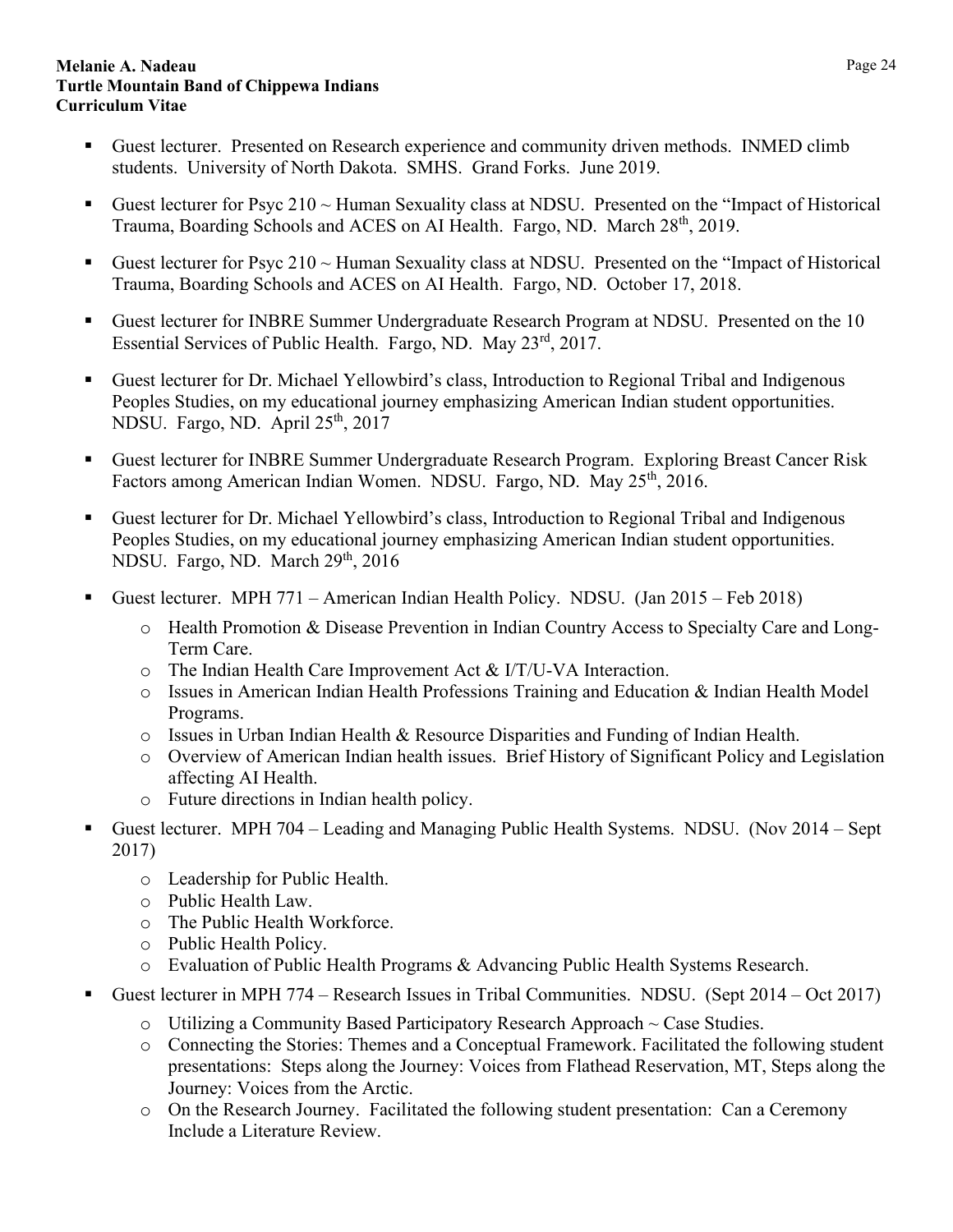- Guest lecturer. Presented on Research experience and community driven methods. INMED climb students. University of North Dakota. SMHS. Grand Forks. June 2019.
- Guest lecturer for Psyc 210 ~ Human Sexuality class at NDSU. Presented on the "Impact of Historical Trauma, Boarding Schools and ACES on AI Health. Fargo, ND. March 28th, 2019.
- Guest lecturer for Psyc 210 ~ Human Sexuality class at NDSU. Presented on the "Impact of Historical Trauma, Boarding Schools and ACES on AI Health. Fargo, ND. October 17, 2018.
- Guest lecturer for INBRE Summer Undergraduate Research Program at NDSU. Presented on the 10 Essential Services of Public Health. Fargo, ND. May 23rd, 2017.
- Guest lecturer for Dr. Michael Yellowbird's class, Introduction to Regional Tribal and Indigenous Peoples Studies, on my educational journey emphasizing American Indian student opportunities. NDSU. Fargo, ND. April 25th, 2017
- Guest lecturer for INBRE Summer Undergraduate Research Program. Exploring Breast Cancer Risk Factors among American Indian Women. NDSU. Fargo, ND. May 25th, 2016.
- Guest lecturer for Dr. Michael Yellowbird's class, Introduction to Regional Tribal and Indigenous Peoples Studies, on my educational journey emphasizing American Indian student opportunities. NDSU. Fargo, ND. March 29th, 2016
- Guest lecturer. MPH 771 – American Indian Health Policy. NDSU. (Jan 2015 – Feb 2018)
  - Health Promotion & Disease Prevention in Indian Country Access to Specialty Care and Long-Term Care.
  - The Indian Health Care Improvement Act & I/T/U-VA Interaction.
  - Issues in American Indian Health Professions Training and Education & Indian Health Model Programs.
  - Issues in Urban Indian Health & Resource Disparities and Funding of Indian Health.
  - Overview of American Indian health issues. Brief History of Significant Policy and Legislation affecting AI Health.
  - Future directions in Indian health policy.
- Guest lecturer. MPH 704 – Leading and Managing Public Health Systems. NDSU. (Nov 2014 – Sept 2017)
  - Leadership for Public Health.
  - Public Health Law.
  - The Public Health Workforce.
  - Public Health Policy.
  - Evaluation of Public Health Programs & Advancing Public Health Systems Research.
- Guest lecturer in MPH 774 – Research Issues in Tribal Communities. NDSU. (Sept 2014 – Oct 2017)
  - Utilizing a Community Based Participatory Research Approach ~ Case Studies.
  - Connecting the Stories: Themes and a Conceptual Framework. Facilitated the following student presentations: Steps along the Journey: Voices from Flathead Reservation, MT, Steps along the Journey: Voices from the Arctic.
  - On the Research Journey. Facilitated the following student presentation: Can a Ceremony Include a Literature Review.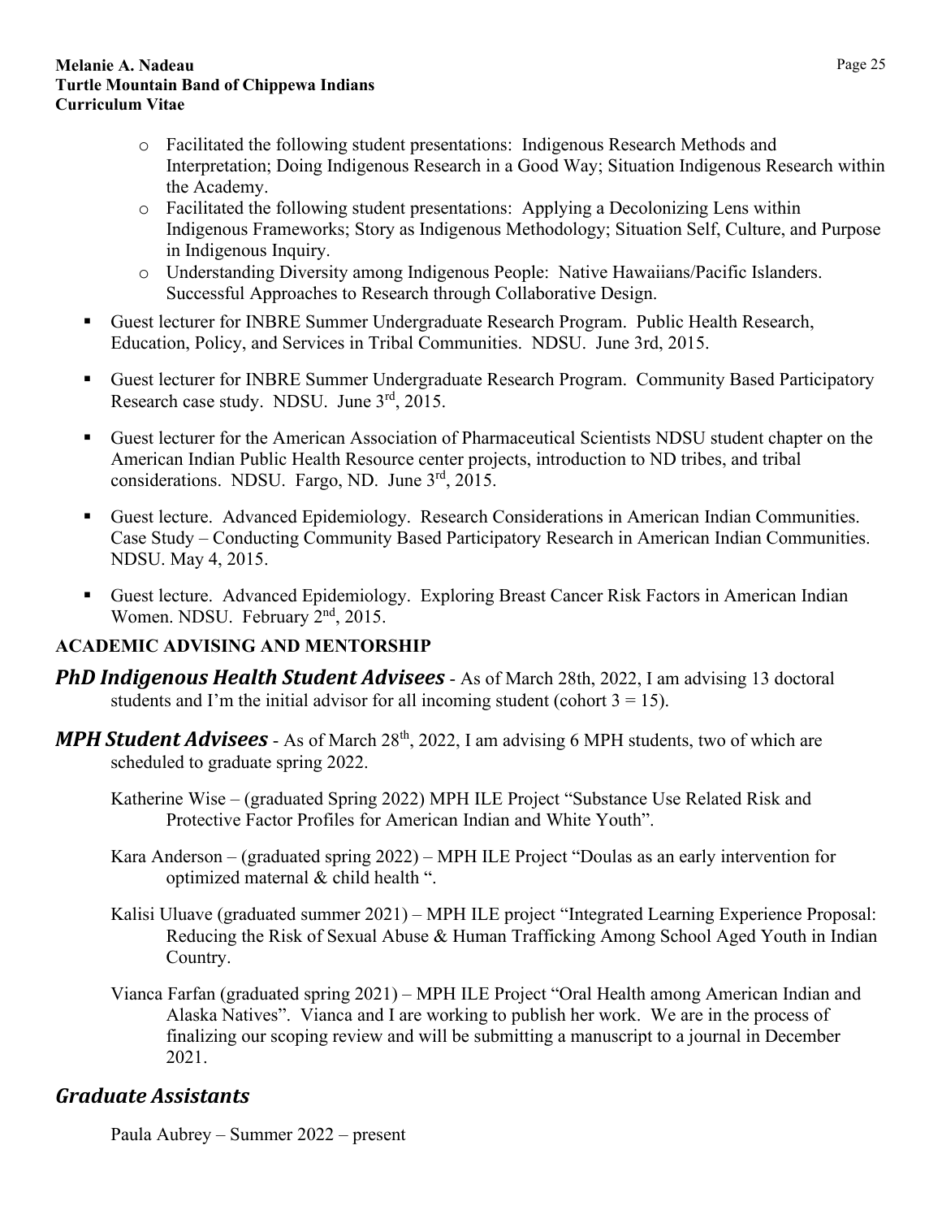- Facilitated the following student presentations: Indigenous Research Methods and Interpretation; Doing Indigenous Research in a Good Way; Situation Indigenous Research within the Academy.
- Facilitated the following student presentations: Applying a Decolonizing Lens within Indigenous Frameworks; Story as Indigenous Methodology; Situation Self, Culture, and Purpose in Indigenous Inquiry.
- Understanding Diversity among Indigenous People: Native Hawaiians/Pacific Islanders. Successful Approaches to Research through Collaborative Design.

- Guest lecturer for INBRE Summer Undergraduate Research Program. Public Health Research, Education, Policy, and Services in Tribal Communities. NDSU. June 3rd, 2015.

- Guest lecturer for INBRE Summer Undergraduate Research Program. Community Based Participatory Research case study. NDSU. June 3rd, 2015.

- Guest lecturer for the American Association of Pharmaceutical Scientists NDSU student chapter on the American Indian Public Health Resource center projects, introduction to ND tribes, and tribal considerations. NDSU. Fargo, ND. June 3rd, 2015.

- Guest lecture. Advanced Epidemiology. Research Considerations in American Indian Communities. Case Study – Conducting Community Based Participatory Research in American Indian Communities. NDSU. May 4, 2015.

- Guest lecture. Advanced Epidemiology. Exploring Breast Cancer Risk Factors in American Indian Women. NDSU. February 2nd, 2015.

## ACADEMIC ADVISING AND MENTORSHIP

***PhD Indigenous Health Student Advisees*** - As of March 28th, 2022, I am advising 13 doctoral students and I'm the initial advisor for all incoming student (cohort 3 = 15).

***MPH Student Advisees*** - As of March 28th, 2022, I am advising 6 MPH students, two of which are scheduled to graduate spring 2022.

Katherine Wise – (graduated Spring 2022) MPH ILE Project "Substance Use Related Risk and Protective Factor Profiles for American Indian and White Youth".

Kara Anderson – (graduated spring 2022) – MPH ILE Project "Doulas as an early intervention for optimized maternal & child health ".

Kalisi Uluave (graduated summer 2021) – MPH ILE project "Integrated Learning Experience Proposal: Reducing the Risk of Sexual Abuse & Human Trafficking Among School Aged Youth in Indian Country.

Vianca Farfan (graduated spring 2021) – MPH ILE Project "Oral Health among American Indian and Alaska Natives". Vianca and I are working to publish her work. We are in the process of finalizing our scoping review and will be submitting a manuscript to a journal in December 2021.

## *Graduate Assistants*

Paula Aubrey – Summer 2022 – present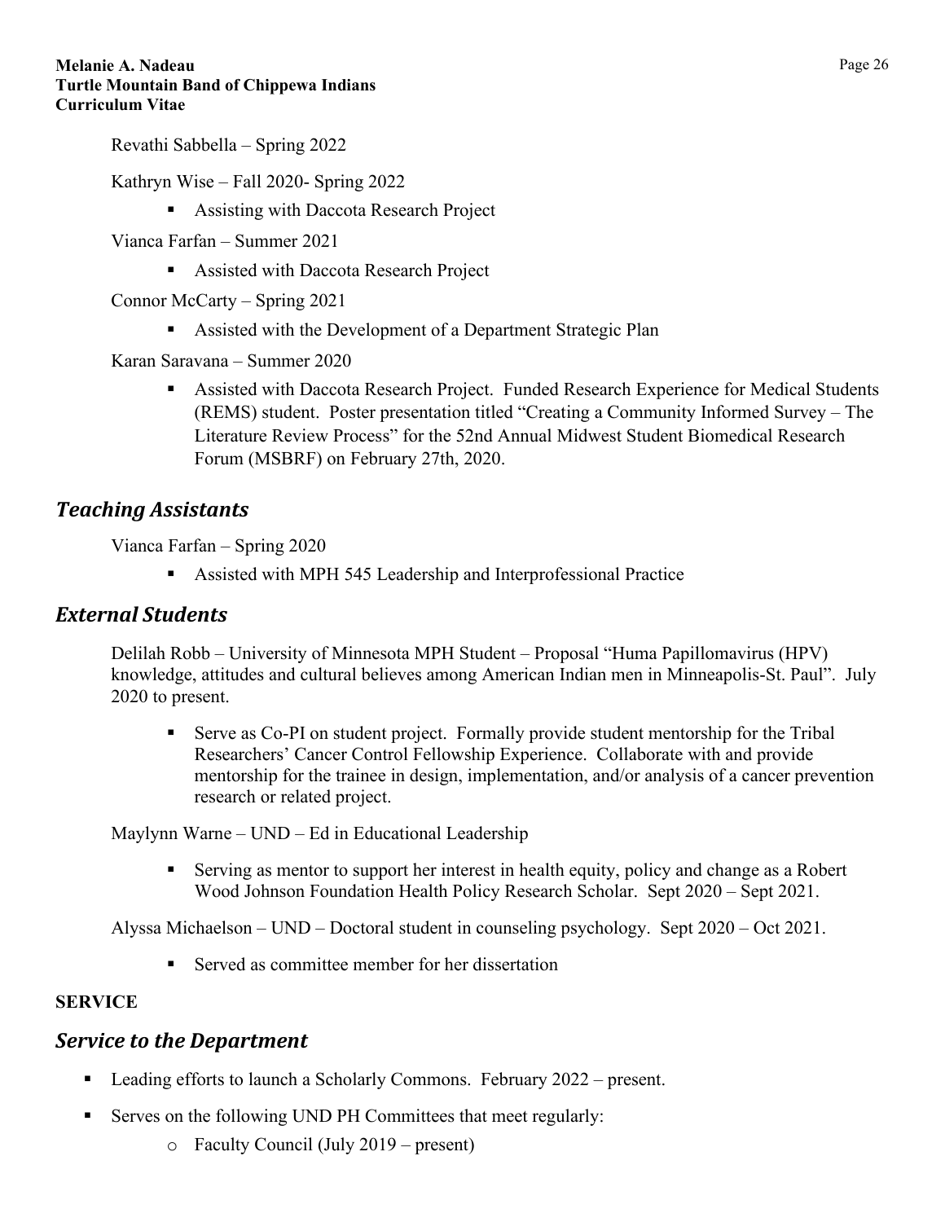Revathi Sabbella – Spring 2022

Kathryn Wise – Fall 2020- Spring 2022

- Assisting with Daccota Research Project

Vianca Farfan – Summer 2021

- Assisted with Daccota Research Project

Connor McCarty – Spring 2021

- Assisted with the Development of a Department Strategic Plan

Karan Saravana – Summer 2020

- Assisted with Daccota Research Project. Funded Research Experience for Medical Students (REMS) student. Poster presentation titled "Creating a Community Informed Survey – The Literature Review Process" for the 52nd Annual Midwest Student Biomedical Research Forum (MSBRF) on February 27th, 2020.

## *Teaching Assistants*

Vianca Farfan – Spring 2020

- Assisted with MPH 545 Leadership and Interprofessional Practice

## *External Students*

Delilah Robb – University of Minnesota MPH Student – Proposal "Huma Papillomavirus (HPV) knowledge, attitudes and cultural believes among American Indian men in Minneapolis-St. Paul". July 2020 to present.

- Serve as Co-PI on student project. Formally provide student mentorship for the Tribal Researchers' Cancer Control Fellowship Experience. Collaborate with and provide mentorship for the trainee in design, implementation, and/or analysis of a cancer prevention research or related project.

Maylynn Warne – UND – Ed in Educational Leadership

- Serving as mentor to support her interest in health equity, policy and change as a Robert Wood Johnson Foundation Health Policy Research Scholar. Sept 2020 – Sept 2021.

Alyssa Michaelson – UND – Doctoral student in counseling psychology. Sept 2020 – Oct 2021.

- Served as committee member for her dissertation

**SERVICE**

## *Service to the Department*

- Leading efforts to launch a Scholarly Commons. February 2022 – present.
- Serves on the following UND PH Committees that meet regularly:
    - Faculty Council (July 2019 – present)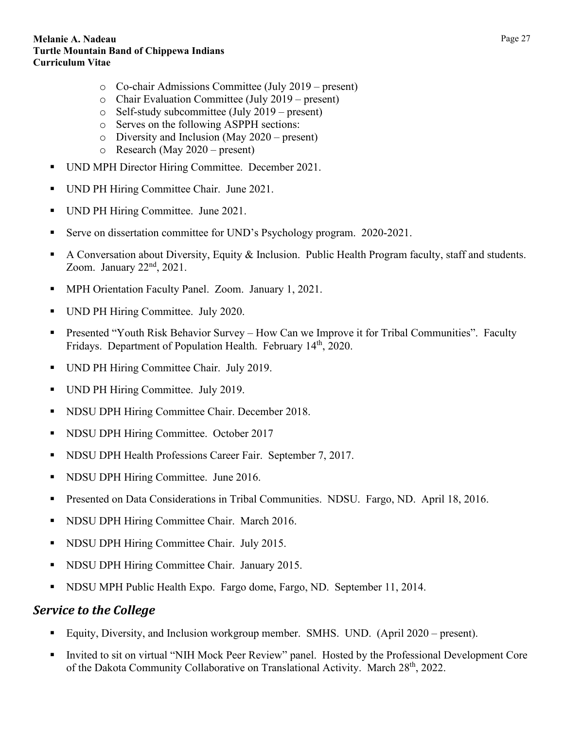- Co-chair Admissions Committee (July 2019 – present)
  - Chair Evaluation Committee (July 2019 – present)
  - Self-study subcommittee (July 2019 – present)
  - Serves on the following ASPPH sections:
  - Diversity and Inclusion (May 2020 – present)
  - Research (May 2020 – present)

- UND MPH Director Hiring Committee. December 2021.
- UND PH Hiring Committee Chair. June 2021.
- UND PH Hiring Committee. June 2021.
- Serve on dissertation committee for UND's Psychology program. 2020-2021.
- A Conversation about Diversity, Equity & Inclusion. Public Health Program faculty, staff and students. Zoom. January 22nd, 2021.
- MPH Orientation Faculty Panel. Zoom. January 1, 2021.
- UND PH Hiring Committee. July 2020.
- Presented "Youth Risk Behavior Survey – How Can we Improve it for Tribal Communities". Faculty Fridays. Department of Population Health. February 14th, 2020.
- UND PH Hiring Committee Chair. July 2019.
- UND PH Hiring Committee. July 2019.
- NDSU DPH Hiring Committee Chair. December 2018.
- NDSU DPH Hiring Committee. October 2017
- NDSU DPH Health Professions Career Fair. September 7, 2017.
- NDSU DPH Hiring Committee. June 2016.
- Presented on Data Considerations in Tribal Communities. NDSU. Fargo, ND. April 18, 2016.
- NDSU DPH Hiring Committee Chair. March 2016.
- NDSU DPH Hiring Committee Chair. July 2015.
- NDSU DPH Hiring Committee Chair. January 2015.
- NDSU MPH Public Health Expo. Fargo dome, Fargo, ND. September 11, 2014.

## *Service to the College*

- Equity, Diversity, and Inclusion workgroup member. SMHS. UND. (April 2020 – present).
- Invited to sit on virtual "NIH Mock Peer Review" panel. Hosted by the Professional Development Core of the Dakota Community Collaborative on Translational Activity. March 28th, 2022.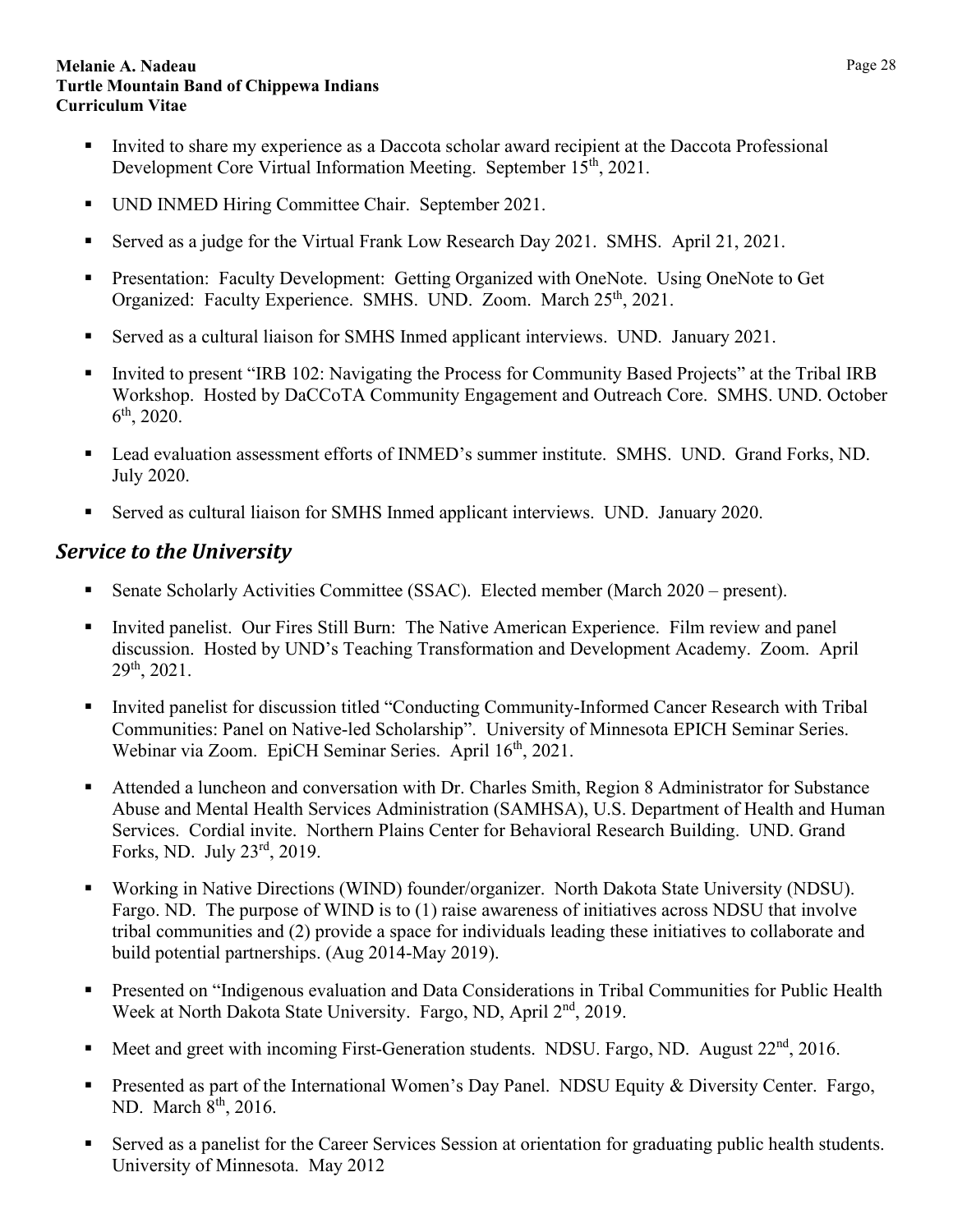- Invited to share my experience as a Daccota scholar award recipient at the Daccota Professional Development Core Virtual Information Meeting. September 15th, 2021.
- UND INMED Hiring Committee Chair. September 2021.
- Served as a judge for the Virtual Frank Low Research Day 2021. SMHS. April 21, 2021.
- Presentation: Faculty Development: Getting Organized with OneNote. Using OneNote to Get Organized: Faculty Experience. SMHS. UND. Zoom. March 25th, 2021.
- Served as a cultural liaison for SMHS Inmed applicant interviews. UND. January 2021.
- Invited to present "IRB 102: Navigating the Process for Community Based Projects" at the Tribal IRB Workshop. Hosted by DaCCoTA Community Engagement and Outreach Core. SMHS. UND. October 6th, 2020.
- Lead evaluation assessment efforts of INMED's summer institute. SMHS. UND. Grand Forks, ND. July 2020.
- Served as cultural liaison for SMHS Inmed applicant interviews. UND. January 2020.

## *Service to the University*

- Senate Scholarly Activities Committee (SSAC). Elected member (March 2020 – present).
- Invited panelist. Our Fires Still Burn: The Native American Experience. Film review and panel discussion. Hosted by UND's Teaching Transformation and Development Academy. Zoom. April 29th, 2021.
- Invited panelist for discussion titled "Conducting Community-Informed Cancer Research with Tribal Communities: Panel on Native-led Scholarship". University of Minnesota EPICH Seminar Series. Webinar via Zoom. EpiCH Seminar Series. April 16th, 2021.
- Attended a luncheon and conversation with Dr. Charles Smith, Region 8 Administrator for Substance Abuse and Mental Health Services Administration (SAMHSA), U.S. Department of Health and Human Services. Cordial invite. Northern Plains Center for Behavioral Research Building. UND. Grand Forks, ND. July 23rd, 2019.
- Working in Native Directions (WIND) founder/organizer. North Dakota State University (NDSU). Fargo. ND. The purpose of WIND is to (1) raise awareness of initiatives across NDSU that involve tribal communities and (2) provide a space for individuals leading these initiatives to collaborate and build potential partnerships. (Aug 2014-May 2019).
- Presented on "Indigenous evaluation and Data Considerations in Tribal Communities for Public Health Week at North Dakota State University. Fargo, ND, April 2nd, 2019.
- Meet and greet with incoming First-Generation students. NDSU. Fargo, ND. August 22nd, 2016.
- Presented as part of the International Women's Day Panel. NDSU Equity & Diversity Center. Fargo, ND. March 8th, 2016.
- Served as a panelist for the Career Services Session at orientation for graduating public health students. University of Minnesota. May 2012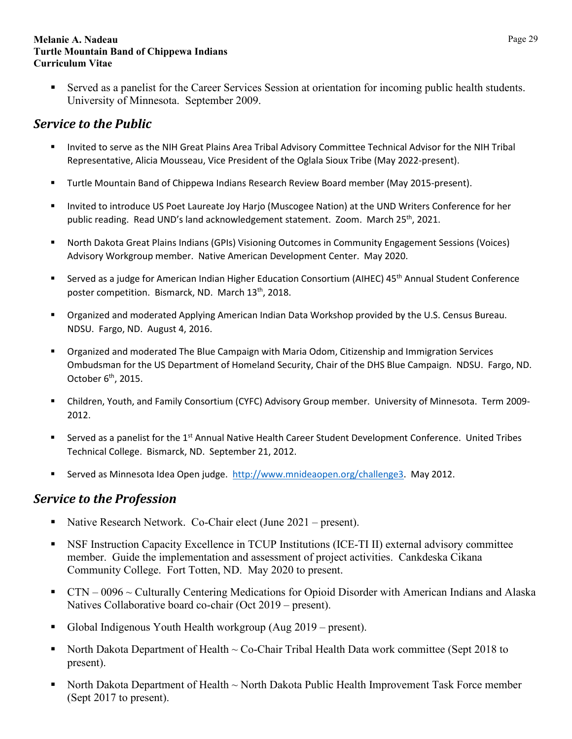- Served as a panelist for the Career Services Session at orientation for incoming public health students. University of Minnesota. September 2009.

## *Service to the Public*

- Invited to serve as the NIH Great Plains Area Tribal Advisory Committee Technical Advisor for the NIH Tribal Representative, Alicia Mousseau, Vice President of the Oglala Sioux Tribe (May 2022-present).
- Turtle Mountain Band of Chippewa Indians Research Review Board member (May 2015-present).
- Invited to introduce US Poet Laureate Joy Harjo (Muscogee Nation) at the UND Writers Conference for her public reading. Read UND's land acknowledgement statement. Zoom. March 25th, 2021.
- North Dakota Great Plains Indians (GPIs) Visioning Outcomes in Community Engagement Sessions (Voices) Advisory Workgroup member. Native American Development Center. May 2020.
- Served as a judge for American Indian Higher Education Consortium (AIHEC) 45th Annual Student Conference poster competition. Bismarck, ND. March 13th, 2018.
- Organized and moderated Applying American Indian Data Workshop provided by the U.S. Census Bureau. NDSU. Fargo, ND. August 4, 2016.
- Organized and moderated The Blue Campaign with Maria Odom, Citizenship and Immigration Services Ombudsman for the US Department of Homeland Security, Chair of the DHS Blue Campaign. NDSU. Fargo, ND. October 6th, 2015.
- Children, Youth, and Family Consortium (CYFC) Advisory Group member. University of Minnesota. Term 2009-2012.
- Served as a panelist for the 1st Annual Native Health Career Student Development Conference. United Tribes Technical College. Bismarck, ND. September 21, 2012.
- Served as Minnesota Idea Open judge. http://www.mnideaopen.org/challenge3. May 2012.

## *Service to the Profession*

- Native Research Network. Co-Chair elect (June 2021 – present).
- NSF Instruction Capacity Excellence in TCUP Institutions (ICE-TI II) external advisory committee member. Guide the implementation and assessment of project activities. Cankdeska Cikana Community College. Fort Totten, ND. May 2020 to present.
- CTN – 0096 ~ Culturally Centering Medications for Opioid Disorder with American Indians and Alaska Natives Collaborative board co-chair (Oct 2019 – present).
- Global Indigenous Youth Health workgroup (Aug 2019 – present).
- North Dakota Department of Health ~ Co-Chair Tribal Health Data work committee (Sept 2018 to present).
- North Dakota Department of Health ~ North Dakota Public Health Improvement Task Force member (Sept 2017 to present).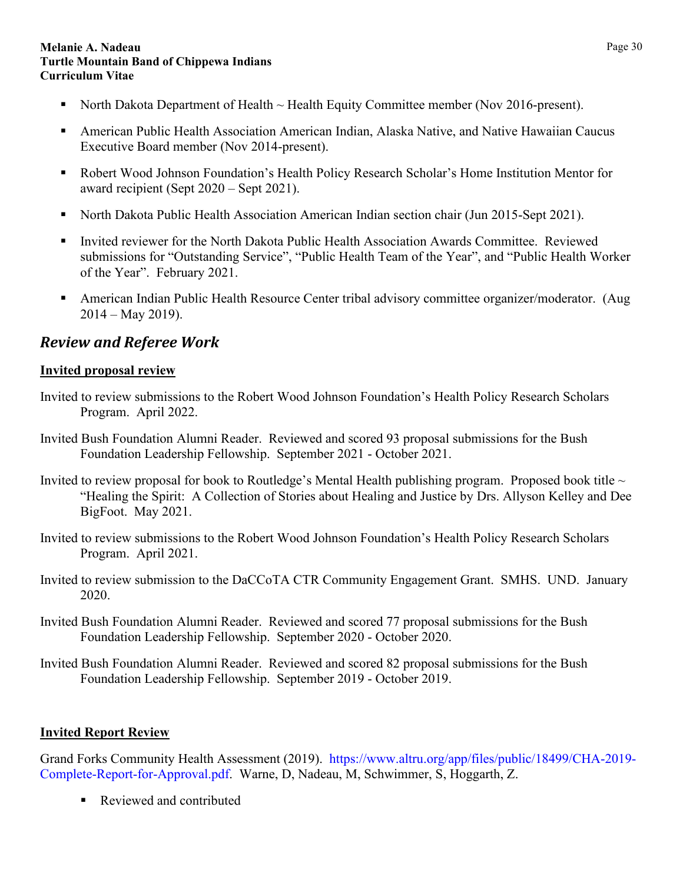- North Dakota Department of Health ~ Health Equity Committee member (Nov 2016-present).
- American Public Health Association American Indian, Alaska Native, and Native Hawaiian Caucus Executive Board member (Nov 2014-present).
- Robert Wood Johnson Foundation's Health Policy Research Scholar's Home Institution Mentor for award recipient (Sept 2020 – Sept 2021).
- North Dakota Public Health Association American Indian section chair (Jun 2015-Sept 2021).
- Invited reviewer for the North Dakota Public Health Association Awards Committee. Reviewed submissions for "Outstanding Service", "Public Health Team of the Year", and "Public Health Worker of the Year". February 2021.
- American Indian Public Health Resource Center tribal advisory committee organizer/moderator. (Aug 2014 – May 2019).

## *Review and Referee Work*

**Invited proposal review**

Invited to review submissions to the Robert Wood Johnson Foundation's Health Policy Research Scholars Program. April 2022.

Invited Bush Foundation Alumni Reader. Reviewed and scored 93 proposal submissions for the Bush Foundation Leadership Fellowship. September 2021 - October 2021.

Invited to review proposal for book to Routledge's Mental Health publishing program. Proposed book title ~ "Healing the Spirit: A Collection of Stories about Healing and Justice by Drs. Allyson Kelley and Dee BigFoot. May 2021.

Invited to review submissions to the Robert Wood Johnson Foundation's Health Policy Research Scholars Program. April 2021.

Invited to review submission to the DaCCoTA CTR Community Engagement Grant. SMHS. UND. January 2020.

Invited Bush Foundation Alumni Reader. Reviewed and scored 77 proposal submissions for the Bush Foundation Leadership Fellowship. September 2020 - October 2020.

Invited Bush Foundation Alumni Reader. Reviewed and scored 82 proposal submissions for the Bush Foundation Leadership Fellowship. September 2019 - October 2019.

**Invited Report Review**

Grand Forks Community Health Assessment (2019). https://www.altru.org/app/files/public/18499/CHA-2019-Complete-Report-for-Approval.pdf. Warne, D, Nadeau, M, Schwimmer, S, Hoggarth, Z.

- Reviewed and contributed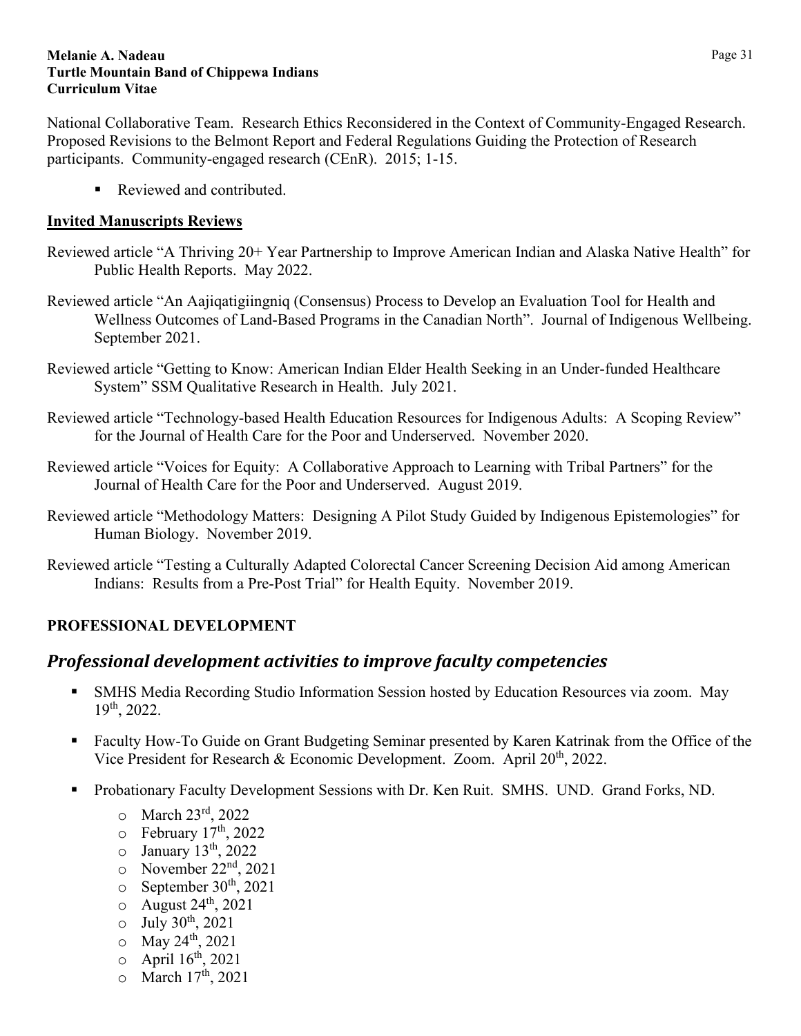National Collaborative Team. Research Ethics Reconsidered in the Context of Community-Engaged Research. Proposed Revisions to the Belmont Report and Federal Regulations Guiding the Protection of Research participants. Community-engaged research (CEnR). 2015; 1-15.

- Reviewed and contributed.

**Invited Manuscripts Reviews**

Reviewed article "A Thriving 20+ Year Partnership to Improve American Indian and Alaska Native Health" for Public Health Reports. May 2022.

Reviewed article "An Aajiqatigiingniq (Consensus) Process to Develop an Evaluation Tool for Health and Wellness Outcomes of Land-Based Programs in the Canadian North". Journal of Indigenous Wellbeing. September 2021.

Reviewed article "Getting to Know: American Indian Elder Health Seeking in an Under-funded Healthcare System" SSM Qualitative Research in Health. July 2021.

Reviewed article "Technology-based Health Education Resources for Indigenous Adults: A Scoping Review" for the Journal of Health Care for the Poor and Underserved. November 2020.

Reviewed article "Voices for Equity: A Collaborative Approach to Learning with Tribal Partners" for the Journal of Health Care for the Poor and Underserved. August 2019.

Reviewed article "Methodology Matters: Designing A Pilot Study Guided by Indigenous Epistemologies" for Human Biology. November 2019.

Reviewed article "Testing a Culturally Adapted Colorectal Cancer Screening Decision Aid among American Indians: Results from a Pre-Post Trial" for Health Equity. November 2019.

## PROFESSIONAL DEVELOPMENT

### *Professional development activities to improve faculty competencies*

- SMHS Media Recording Studio Information Session hosted by Education Resources via zoom. May 19th, 2022.
- Faculty How-To Guide on Grant Budgeting Seminar presented by Karen Katrinak from the Office of the Vice President for Research & Economic Development. Zoom. April 20th, 2022.
- Probationary Faculty Development Sessions with Dr. Ken Ruit. SMHS. UND. Grand Forks, ND.
  - March 23rd, 2022
  - February 17th, 2022
  - January 13th, 2022
  - November 22nd, 2021
  - September 30th, 2021
  - August 24th, 2021
  - July 30th, 2021
  - May 24th, 2021
  - April 16th, 2021
  - March 17th, 2021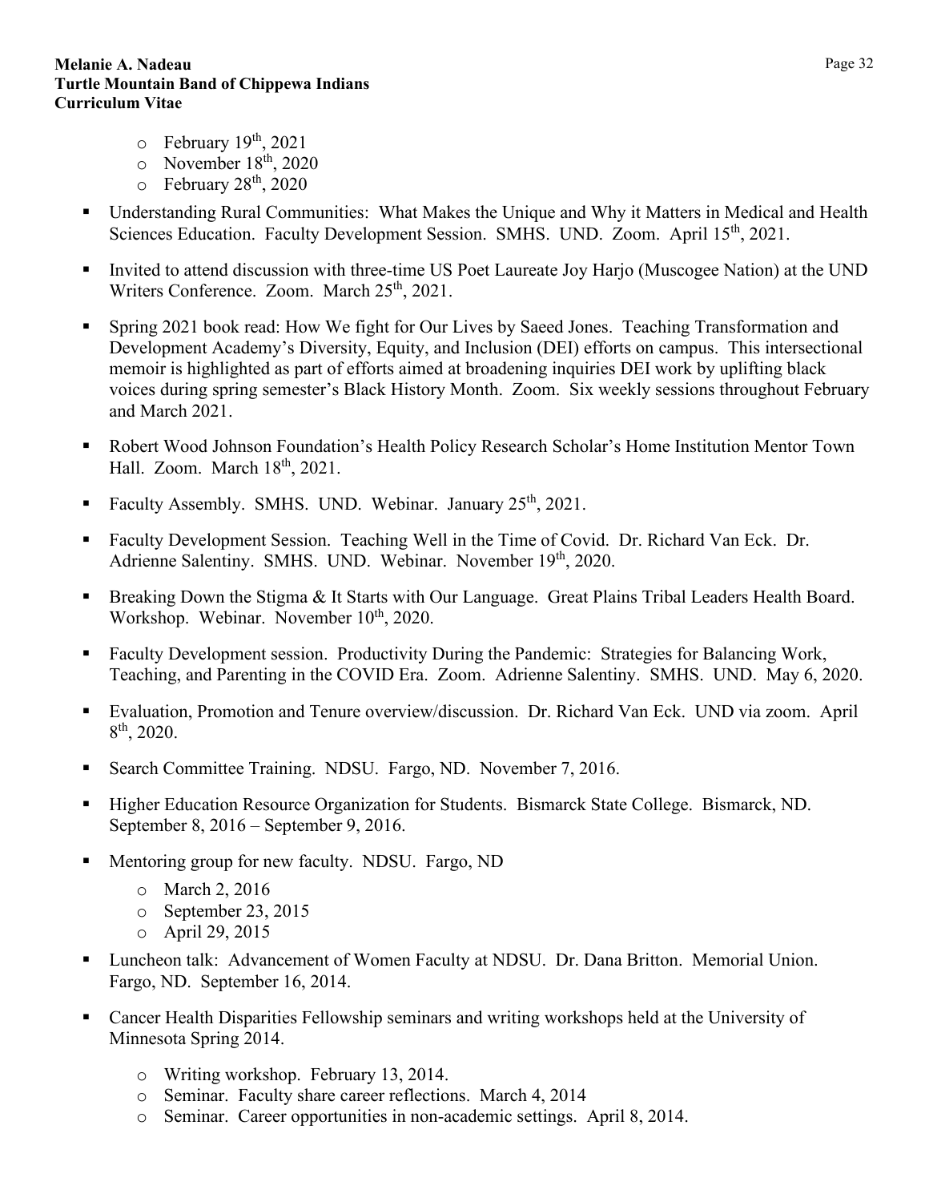- February 19th, 2021
  - November 18th, 2020
  - February 28th, 2020

- Understanding Rural Communities: What Makes the Unique and Why it Matters in Medical and Health Sciences Education. Faculty Development Session. SMHS. UND. Zoom. April 15th, 2021.

- Invited to attend discussion with three-time US Poet Laureate Joy Harjo (Muscogee Nation) at the UND Writers Conference. Zoom. March 25th, 2021.

- Spring 2021 book read: How We fight for Our Lives by Saeed Jones. Teaching Transformation and Development Academy's Diversity, Equity, and Inclusion (DEI) efforts on campus. This intersectional memoir is highlighted as part of efforts aimed at broadening inquiries DEI work by uplifting black voices during spring semester's Black History Month. Zoom. Six weekly sessions throughout February and March 2021.

- Robert Wood Johnson Foundation's Health Policy Research Scholar's Home Institution Mentor Town Hall. Zoom. March 18th, 2021.

- Faculty Assembly. SMHS. UND. Webinar. January 25th, 2021.

- Faculty Development Session. Teaching Well in the Time of Covid. Dr. Richard Van Eck. Dr. Adrienne Salentiny. SMHS. UND. Webinar. November 19th, 2020.

- Breaking Down the Stigma & It Starts with Our Language. Great Plains Tribal Leaders Health Board. Workshop. Webinar. November 10th, 2020.

- Faculty Development session. Productivity During the Pandemic: Strategies for Balancing Work, Teaching, and Parenting in the COVID Era. Zoom. Adrienne Salentiny. SMHS. UND. May 6, 2020.

- Evaluation, Promotion and Tenure overview/discussion. Dr. Richard Van Eck. UND via zoom. April 8th, 2020.

- Search Committee Training. NDSU. Fargo, ND. November 7, 2016.

- Higher Education Resource Organization for Students. Bismarck State College. Bismarck, ND. September 8, 2016 – September 9, 2016.

- Mentoring group for new faculty. NDSU. Fargo, ND
  - March 2, 2016
  - September 23, 2015
  - April 29, 2015

- Luncheon talk: Advancement of Women Faculty at NDSU. Dr. Dana Britton. Memorial Union. Fargo, ND. September 16, 2014.

- Cancer Health Disparities Fellowship seminars and writing workshops held at the University of Minnesota Spring 2014.
  - Writing workshop. February 13, 2014.
  - Seminar. Faculty share career reflections. March 4, 2014
  - Seminar. Career opportunities in non-academic settings. April 8, 2014.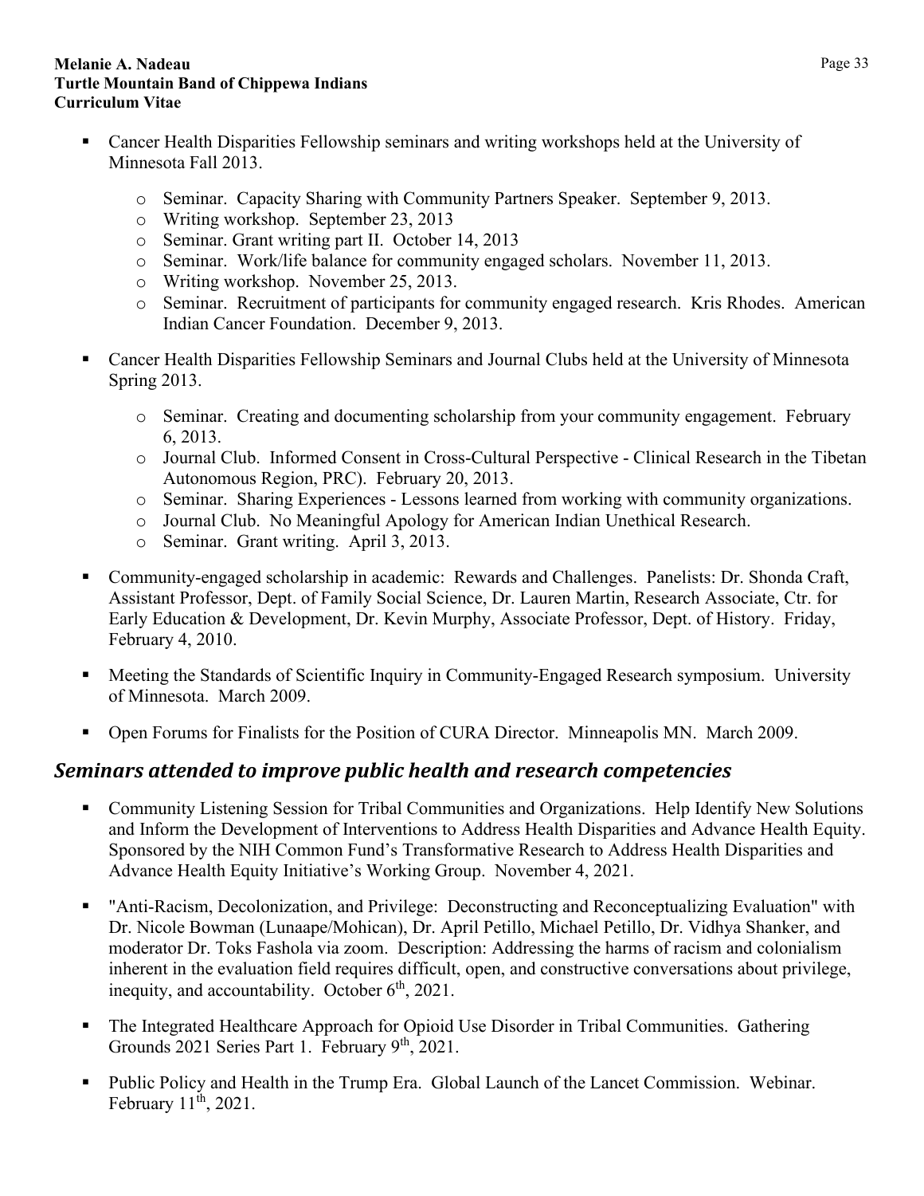- Cancer Health Disparities Fellowship seminars and writing workshops held at the University of Minnesota Fall 2013.
  - Seminar. Capacity Sharing with Community Partners Speaker. September 9, 2013.
  - Writing workshop. September 23, 2013
  - Seminar. Grant writing part II. October 14, 2013
  - Seminar. Work/life balance for community engaged scholars. November 11, 2013.
  - Writing workshop. November 25, 2013.
  - Seminar. Recruitment of participants for community engaged research. Kris Rhodes. American Indian Cancer Foundation. December 9, 2013.
- Cancer Health Disparities Fellowship Seminars and Journal Clubs held at the University of Minnesota Spring 2013.
  - Seminar. Creating and documenting scholarship from your community engagement. February 6, 2013.
  - Journal Club. Informed Consent in Cross-Cultural Perspective - Clinical Research in the Tibetan Autonomous Region, PRC). February 20, 2013.
  - Seminar. Sharing Experiences - Lessons learned from working with community organizations.
  - Journal Club. No Meaningful Apology for American Indian Unethical Research.
  - Seminar. Grant writing. April 3, 2013.
- Community-engaged scholarship in academic: Rewards and Challenges. Panelists: Dr. Shonda Craft, Assistant Professor, Dept. of Family Social Science, Dr. Lauren Martin, Research Associate, Ctr. for Early Education & Development, Dr. Kevin Murphy, Associate Professor, Dept. of History. Friday, February 4, 2010.
- Meeting the Standards of Scientific Inquiry in Community-Engaged Research symposium. University of Minnesota. March 2009.
- Open Forums for Finalists for the Position of CURA Director. Minneapolis MN. March 2009.

## *Seminars attended to improve public health and research competencies*

- Community Listening Session for Tribal Communities and Organizations. Help Identify New Solutions and Inform the Development of Interventions to Address Health Disparities and Advance Health Equity. Sponsored by the NIH Common Fund's Transformative Research to Address Health Disparities and Advance Health Equity Initiative's Working Group. November 4, 2021.
- "Anti-Racism, Decolonization, and Privilege: Deconstructing and Reconceptualizing Evaluation" with Dr. Nicole Bowman (Lunaape/Mohican), Dr. April Petillo, Michael Petillo, Dr. Vidhya Shanker, and moderator Dr. Toks Fashola via zoom. Description: Addressing the harms of racism and colonialism inherent in the evaluation field requires difficult, open, and constructive conversations about privilege, inequity, and accountability. October 6th, 2021.
- The Integrated Healthcare Approach for Opioid Use Disorder in Tribal Communities. Gathering Grounds 2021 Series Part 1. February 9th, 2021.
- Public Policy and Health in the Trump Era. Global Launch of the Lancet Commission. Webinar. February 11th, 2021.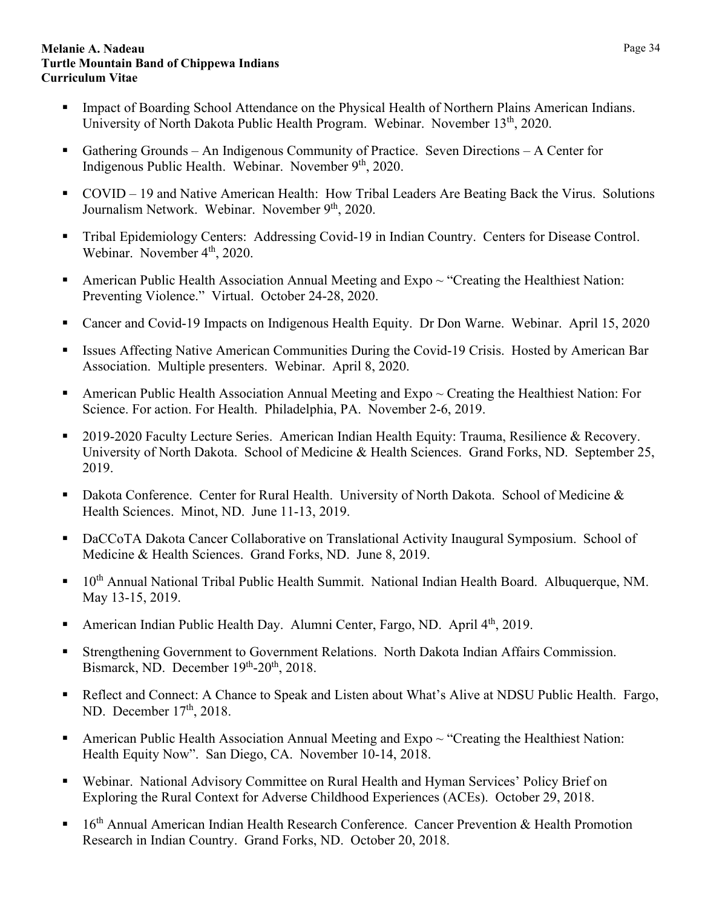- Impact of Boarding School Attendance on the Physical Health of Northern Plains American Indians. University of North Dakota Public Health Program. Webinar. November 13th, 2020.
- Gathering Grounds – An Indigenous Community of Practice. Seven Directions – A Center for Indigenous Public Health. Webinar. November 9th, 2020.
- COVID – 19 and Native American Health: How Tribal Leaders Are Beating Back the Virus. Solutions Journalism Network. Webinar. November 9th, 2020.
- Tribal Epidemiology Centers: Addressing Covid-19 in Indian Country. Centers for Disease Control. Webinar. November 4th, 2020.
- American Public Health Association Annual Meeting and Expo ~ "Creating the Healthiest Nation: Preventing Violence." Virtual. October 24-28, 2020.
- Cancer and Covid-19 Impacts on Indigenous Health Equity. Dr Don Warne. Webinar. April 15, 2020
- Issues Affecting Native American Communities During the Covid-19 Crisis. Hosted by American Bar Association. Multiple presenters. Webinar. April 8, 2020.
- American Public Health Association Annual Meeting and Expo ~ Creating the Healthiest Nation: For Science. For action. For Health. Philadelphia, PA. November 2-6, 2019.
- 2019-2020 Faculty Lecture Series. American Indian Health Equity: Trauma, Resilience & Recovery. University of North Dakota. School of Medicine & Health Sciences. Grand Forks, ND. September 25, 2019.
- Dakota Conference. Center for Rural Health. University of North Dakota. School of Medicine & Health Sciences. Minot, ND. June 11-13, 2019.
- DaCCoTA Dakota Cancer Collaborative on Translational Activity Inaugural Symposium. School of Medicine & Health Sciences. Grand Forks, ND. June 8, 2019.
- 10th Annual National Tribal Public Health Summit. National Indian Health Board. Albuquerque, NM. May 13-15, 2019.
- American Indian Public Health Day. Alumni Center, Fargo, ND. April 4th, 2019.
- Strengthening Government to Government Relations. North Dakota Indian Affairs Commission. Bismarck, ND. December 19th-20th, 2018.
- Reflect and Connect: A Chance to Speak and Listen about What's Alive at NDSU Public Health. Fargo, ND. December 17th, 2018.
- American Public Health Association Annual Meeting and Expo ~ "Creating the Healthiest Nation: Health Equity Now". San Diego, CA. November 10-14, 2018.
- Webinar. National Advisory Committee on Rural Health and Hyman Services' Policy Brief on Exploring the Rural Context for Adverse Childhood Experiences (ACEs). October 29, 2018.
- 16th Annual American Indian Health Research Conference. Cancer Prevention & Health Promotion Research in Indian Country. Grand Forks, ND. October 20, 2018.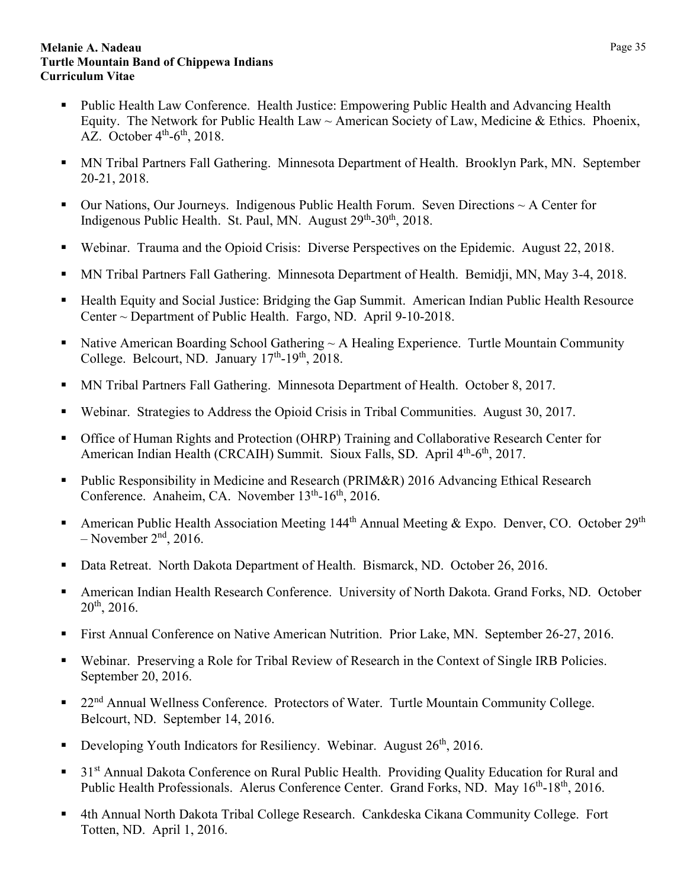- Public Health Law Conference. Health Justice: Empowering Public Health and Advancing Health Equity. The Network for Public Health Law ~ American Society of Law, Medicine & Ethics. Phoenix, AZ. October 4th-6th, 2018.
- MN Tribal Partners Fall Gathering. Minnesota Department of Health. Brooklyn Park, MN. September 20-21, 2018.
- Our Nations, Our Journeys. Indigenous Public Health Forum. Seven Directions ~ A Center for Indigenous Public Health. St. Paul, MN. August 29th-30th, 2018.
- Webinar. Trauma and the Opioid Crisis: Diverse Perspectives on the Epidemic. August 22, 2018.
- MN Tribal Partners Fall Gathering. Minnesota Department of Health. Bemidji, MN, May 3-4, 2018.
- Health Equity and Social Justice: Bridging the Gap Summit. American Indian Public Health Resource Center ~ Department of Public Health. Fargo, ND. April 9-10-2018.
- Native American Boarding School Gathering ~ A Healing Experience. Turtle Mountain Community College. Belcourt, ND. January 17th-19th, 2018.
- MN Tribal Partners Fall Gathering. Minnesota Department of Health. October 8, 2017.
- Webinar. Strategies to Address the Opioid Crisis in Tribal Communities. August 30, 2017.
- Office of Human Rights and Protection (OHRP) Training and Collaborative Research Center for American Indian Health (CRCAIH) Summit. Sioux Falls, SD. April 4th-6th, 2017.
- Public Responsibility in Medicine and Research (PRIM&R) 2016 Advancing Ethical Research Conference. Anaheim, CA. November 13th-16th, 2016.
- American Public Health Association Meeting 144th Annual Meeting & Expo. Denver, CO. October 29th – November 2nd, 2016.
- Data Retreat. North Dakota Department of Health. Bismarck, ND. October 26, 2016.
- American Indian Health Research Conference. University of North Dakota. Grand Forks, ND. October 20th, 2016.
- First Annual Conference on Native American Nutrition. Prior Lake, MN. September 26-27, 2016.
- Webinar. Preserving a Role for Tribal Review of Research in the Context of Single IRB Policies. September 20, 2016.
- 22nd Annual Wellness Conference. Protectors of Water. Turtle Mountain Community College. Belcourt, ND. September 14, 2016.
- Developing Youth Indicators for Resiliency. Webinar. August 26th, 2016.
- 31st Annual Dakota Conference on Rural Public Health. Providing Quality Education for Rural and Public Health Professionals. Alerus Conference Center. Grand Forks, ND. May 16th-18th, 2016.
- 4th Annual North Dakota Tribal College Research. Cankdeska Cikana Community College. Fort Totten, ND. April 1, 2016.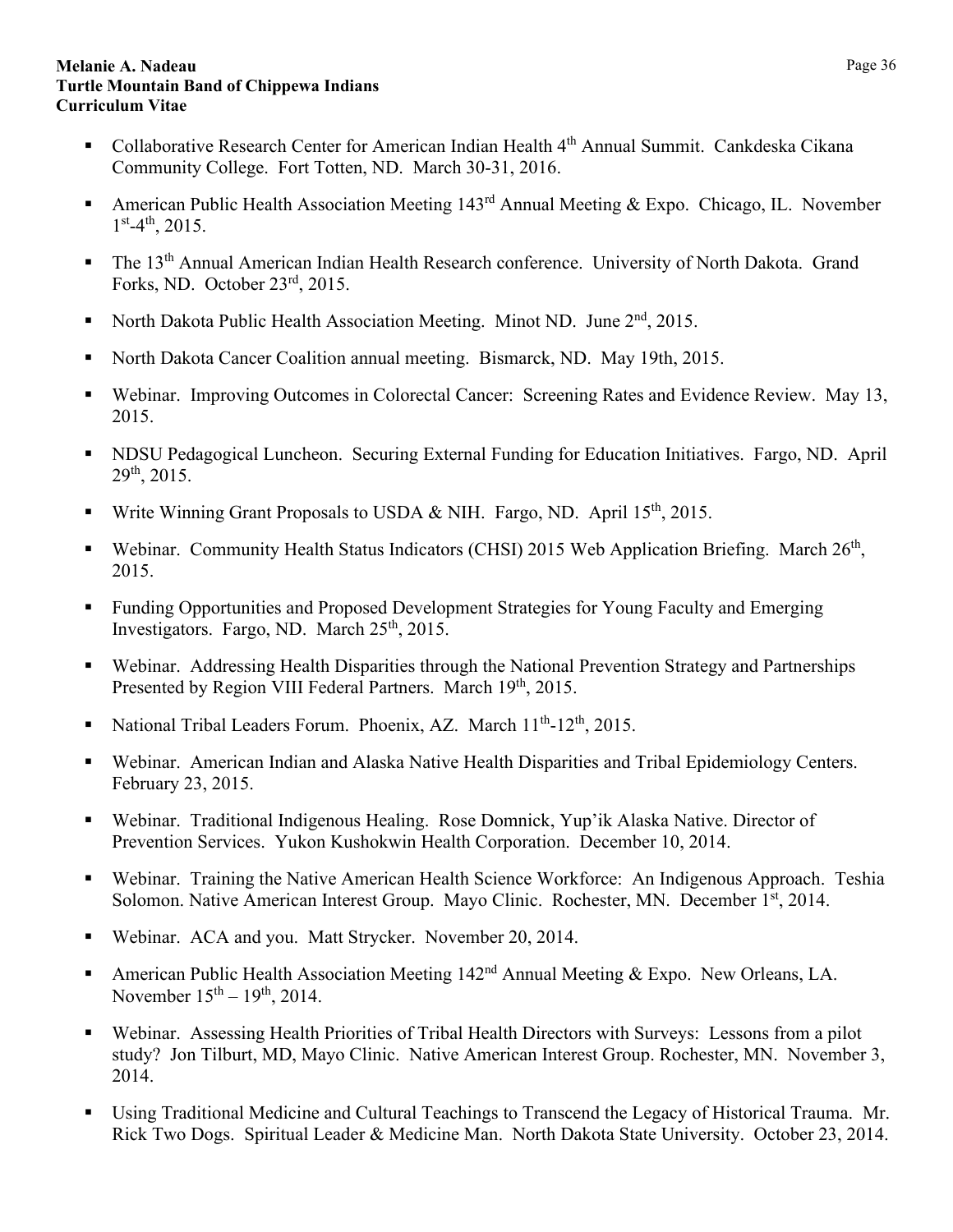- Collaborative Research Center for American Indian Health 4th Annual Summit. Cankdeska Cikana Community College. Fort Totten, ND. March 30-31, 2016.

- American Public Health Association Meeting 143rd Annual Meeting & Expo. Chicago, IL. November 1st-4th, 2015.

- The 13th Annual American Indian Health Research conference. University of North Dakota. Grand Forks, ND. October 23rd, 2015.

- North Dakota Public Health Association Meeting. Minot ND. June 2nd, 2015.

- North Dakota Cancer Coalition annual meeting. Bismarck, ND. May 19th, 2015.

- Webinar. Improving Outcomes in Colorectal Cancer: Screening Rates and Evidence Review. May 13, 2015.

- NDSU Pedagogical Luncheon. Securing External Funding for Education Initiatives. Fargo, ND. April 29th, 2015.

- Write Winning Grant Proposals to USDA & NIH. Fargo, ND. April 15th, 2015.

- Webinar. Community Health Status Indicators (CHSI) 2015 Web Application Briefing. March 26th, 2015.

- Funding Opportunities and Proposed Development Strategies for Young Faculty and Emerging Investigators. Fargo, ND. March 25th, 2015.

- Webinar. Addressing Health Disparities through the National Prevention Strategy and Partnerships Presented by Region VIII Federal Partners. March 19th, 2015.

- National Tribal Leaders Forum. Phoenix, AZ. March 11th-12th, 2015.

- Webinar. American Indian and Alaska Native Health Disparities and Tribal Epidemiology Centers. February 23, 2015.

- Webinar. Traditional Indigenous Healing. Rose Domnick, Yup'ik Alaska Native. Director of Prevention Services. Yukon Kushokwin Health Corporation. December 10, 2014.

- Webinar. Training the Native American Health Science Workforce: An Indigenous Approach. Teshia Solomon. Native American Interest Group. Mayo Clinic. Rochester, MN. December 1st, 2014.

- Webinar. ACA and you. Matt Strycker. November 20, 2014.

- American Public Health Association Meeting 142nd Annual Meeting & Expo. New Orleans, LA. November 15th – 19th, 2014.

- Webinar. Assessing Health Priorities of Tribal Health Directors with Surveys: Lessons from a pilot study? Jon Tilburt, MD, Mayo Clinic. Native American Interest Group. Rochester, MN. November 3, 2014.

- Using Traditional Medicine and Cultural Teachings to Transcend the Legacy of Historical Trauma. Mr. Rick Two Dogs. Spiritual Leader & Medicine Man. North Dakota State University. October 23, 2014.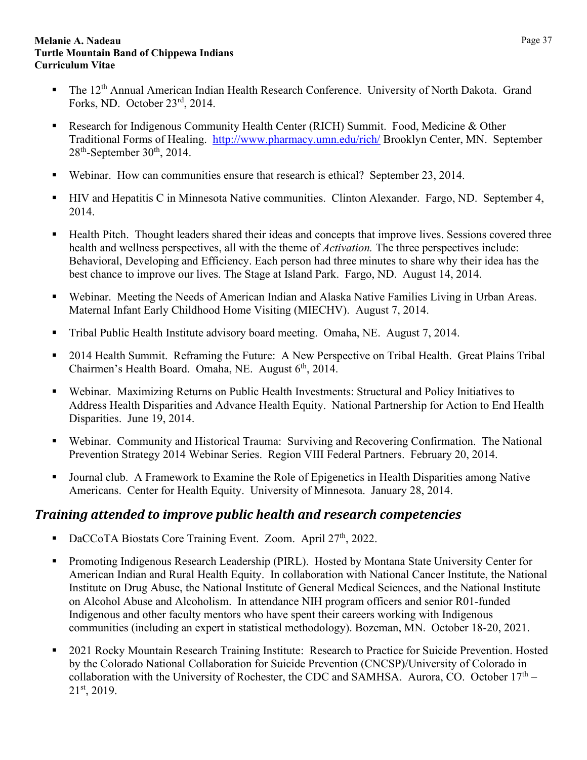- The 12th Annual American Indian Health Research Conference. University of North Dakota. Grand Forks, ND. October 23rd, 2014.

- Research for Indigenous Community Health Center (RICH) Summit. Food, Medicine & Other Traditional Forms of Healing. http://www.pharmacy.umn.edu/rich/ Brooklyn Center, MN. September 28th-September 30th, 2014.

- Webinar. How can communities ensure that research is ethical? September 23, 2014.

- HIV and Hepatitis C in Minnesota Native communities. Clinton Alexander. Fargo, ND. September 4, 2014.

- Health Pitch. Thought leaders shared their ideas and concepts that improve lives. Sessions covered three health and wellness perspectives, all with the theme of *Activation.* The three perspectives include: Behavioral, Developing and Efficiency. Each person had three minutes to share why their idea has the best chance to improve our lives. The Stage at Island Park. Fargo, ND. August 14, 2014.

- Webinar. Meeting the Needs of American Indian and Alaska Native Families Living in Urban Areas. Maternal Infant Early Childhood Home Visiting (MIECHV). August 7, 2014.

- Tribal Public Health Institute advisory board meeting. Omaha, NE. August 7, 2014.

- 2014 Health Summit. Reframing the Future: A New Perspective on Tribal Health. Great Plains Tribal Chairmen's Health Board. Omaha, NE. August 6th, 2014.

- Webinar. Maximizing Returns on Public Health Investments: Structural and Policy Initiatives to Address Health Disparities and Advance Health Equity. National Partnership for Action to End Health Disparities. June 19, 2014.

- Webinar. Community and Historical Trauma: Surviving and Recovering Confirmation. The National Prevention Strategy 2014 Webinar Series. Region VIII Federal Partners. February 20, 2014.

- Journal club. A Framework to Examine the Role of Epigenetics in Health Disparities among Native Americans. Center for Health Equity. University of Minnesota. January 28, 2014.

## *Training attended to improve public health and research competencies*

- DaCCoTA Biostats Core Training Event. Zoom. April 27th, 2022.

- Promoting Indigenous Research Leadership (PIRL). Hosted by Montana State University Center for American Indian and Rural Health Equity. In collaboration with National Cancer Institute, the National Institute on Drug Abuse, the National Institute of General Medical Sciences, and the National Institute on Alcohol Abuse and Alcoholism. In attendance NIH program officers and senior R01-funded Indigenous and other faculty mentors who have spent their careers working with Indigenous communities (including an expert in statistical methodology). Bozeman, MN. October 18-20, 2021.

- 2021 Rocky Mountain Research Training Institute: Research to Practice for Suicide Prevention. Hosted by the Colorado National Collaboration for Suicide Prevention (CNCSP)/University of Colorado in collaboration with the University of Rochester, the CDC and SAMHSA. Aurora, CO. October 17th – 21st, 2019.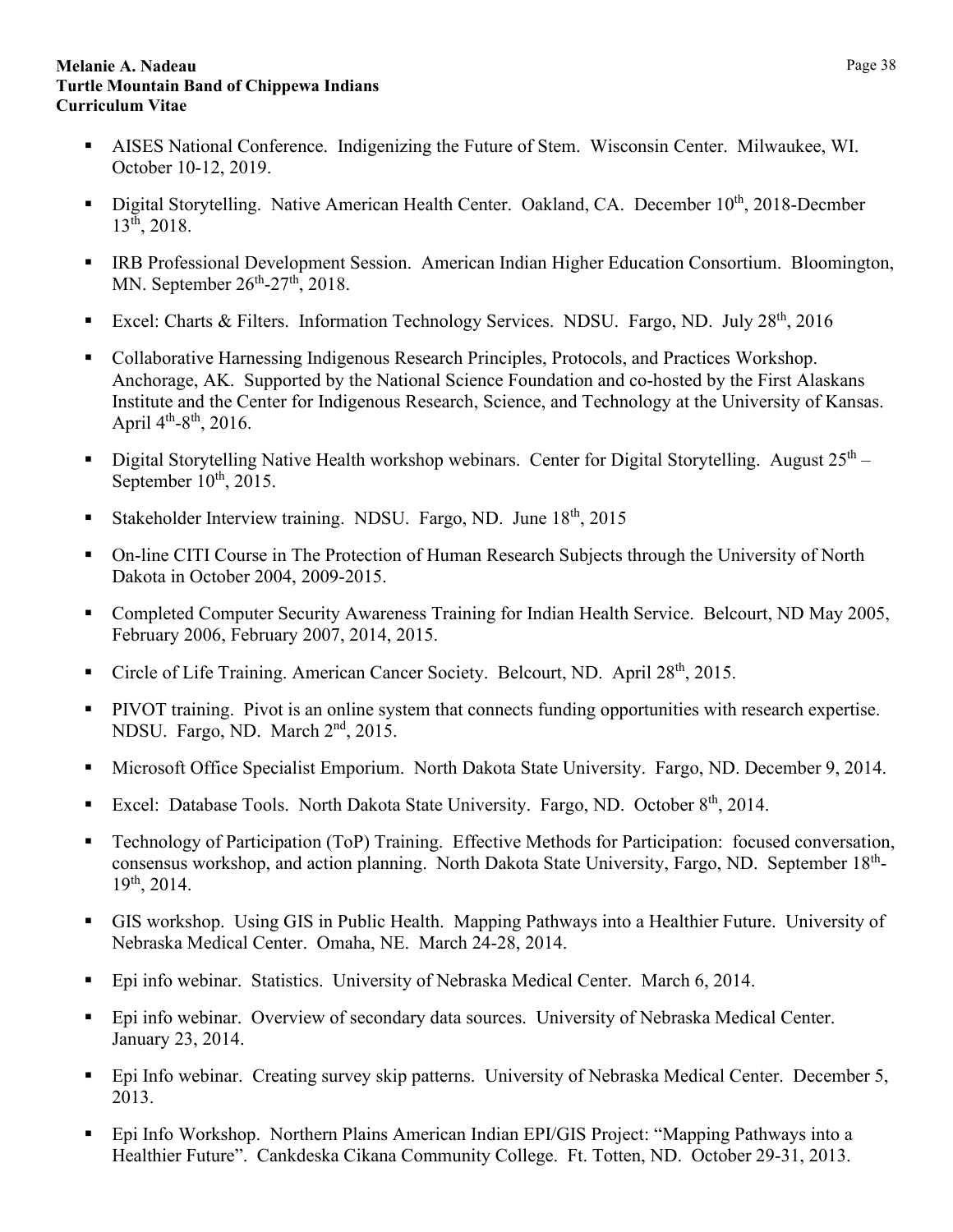- AISES National Conference. Indigenizing the Future of Stem. Wisconsin Center. Milwaukee, WI. October 10-12, 2019.

- Digital Storytelling. Native American Health Center. Oakland, CA. December 10th, 2018-Decmber 13th, 2018.

- IRB Professional Development Session. American Indian Higher Education Consortium. Bloomington, MN. September 26th-27th, 2018.

- Excel: Charts & Filters. Information Technology Services. NDSU. Fargo, ND. July 28th, 2016

- Collaborative Harnessing Indigenous Research Principles, Protocols, and Practices Workshop. Anchorage, AK. Supported by the National Science Foundation and co-hosted by the First Alaskans Institute and the Center for Indigenous Research, Science, and Technology at the University of Kansas. April 4th-8th, 2016.

- Digital Storytelling Native Health workshop webinars. Center for Digital Storytelling. August 25th – September 10th, 2015.

- Stakeholder Interview training. NDSU. Fargo, ND. June 18th, 2015

- On-line CITI Course in The Protection of Human Research Subjects through the University of North Dakota in October 2004, 2009-2015.

- Completed Computer Security Awareness Training for Indian Health Service. Belcourt, ND May 2005, February 2006, February 2007, 2014, 2015.

- Circle of Life Training. American Cancer Society. Belcourt, ND. April 28th, 2015.

- PIVOT training. Pivot is an online system that connects funding opportunities with research expertise. NDSU. Fargo, ND. March 2nd, 2015.

- Microsoft Office Specialist Emporium. North Dakota State University. Fargo, ND. December 9, 2014.

- Excel: Database Tools. North Dakota State University. Fargo, ND. October 8th, 2014.

- Technology of Participation (ToP) Training. Effective Methods for Participation: focused conversation, consensus workshop, and action planning. North Dakota State University, Fargo, ND. September 18th-19th, 2014.

- GIS workshop. Using GIS in Public Health. Mapping Pathways into a Healthier Future. University of Nebraska Medical Center. Omaha, NE. March 24-28, 2014.

- Epi info webinar. Statistics. University of Nebraska Medical Center. March 6, 2014.

- Epi info webinar. Overview of secondary data sources. University of Nebraska Medical Center. January 23, 2014.

- Epi Info webinar. Creating survey skip patterns. University of Nebraska Medical Center. December 5, 2013.

- Epi Info Workshop. Northern Plains American Indian EPI/GIS Project: "Mapping Pathways into a Healthier Future". Cankdeska Cikana Community College. Ft. Totten, ND. October 29-31, 2013.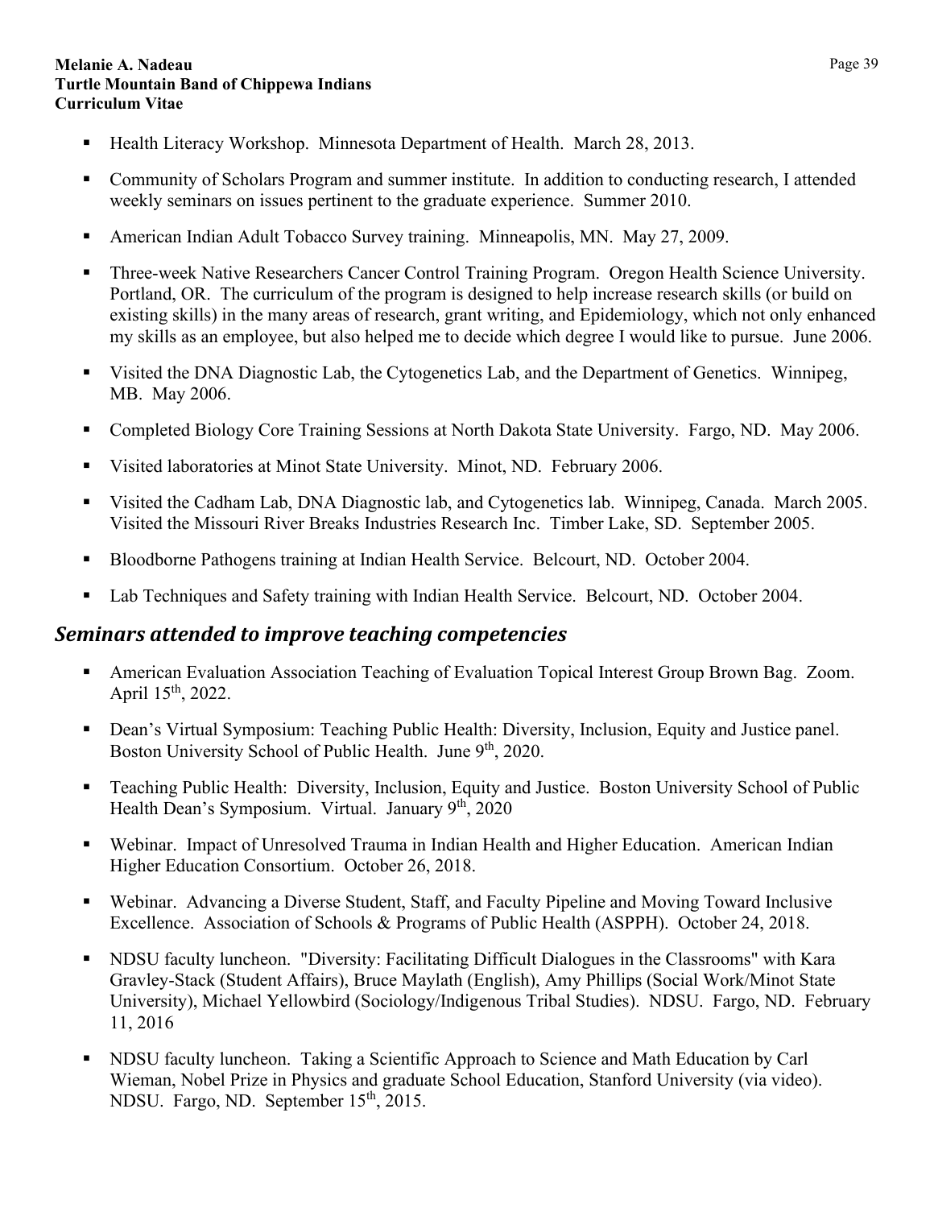- Health Literacy Workshop. Minnesota Department of Health. March 28, 2013.
- Community of Scholars Program and summer institute. In addition to conducting research, I attended weekly seminars on issues pertinent to the graduate experience. Summer 2010.
- American Indian Adult Tobacco Survey training. Minneapolis, MN. May 27, 2009.
- Three-week Native Researchers Cancer Control Training Program. Oregon Health Science University. Portland, OR. The curriculum of the program is designed to help increase research skills (or build on existing skills) in the many areas of research, grant writing, and Epidemiology, which not only enhanced my skills as an employee, but also helped me to decide which degree I would like to pursue. June 2006.
- Visited the DNA Diagnostic Lab, the Cytogenetics Lab, and the Department of Genetics. Winnipeg, MB. May 2006.
- Completed Biology Core Training Sessions at North Dakota State University. Fargo, ND. May 2006.
- Visited laboratories at Minot State University. Minot, ND. February 2006.
- Visited the Cadham Lab, DNA Diagnostic lab, and Cytogenetics lab. Winnipeg, Canada. March 2005. Visited the Missouri River Breaks Industries Research Inc. Timber Lake, SD. September 2005.
- Bloodborne Pathogens training at Indian Health Service. Belcourt, ND. October 2004.
- Lab Techniques and Safety training with Indian Health Service. Belcourt, ND. October 2004.

## *Seminars attended to improve teaching competencies*

- American Evaluation Association Teaching of Evaluation Topical Interest Group Brown Bag. Zoom. April 15th, 2022.
- Dean's Virtual Symposium: Teaching Public Health: Diversity, Inclusion, Equity and Justice panel. Boston University School of Public Health. June 9th, 2020.
- Teaching Public Health: Diversity, Inclusion, Equity and Justice. Boston University School of Public Health Dean's Symposium. Virtual. January 9th, 2020
- Webinar. Impact of Unresolved Trauma in Indian Health and Higher Education. American Indian Higher Education Consortium. October 26, 2018.
- Webinar. Advancing a Diverse Student, Staff, and Faculty Pipeline and Moving Toward Inclusive Excellence. Association of Schools & Programs of Public Health (ASPPH). October 24, 2018.
- NDSU faculty luncheon. "Diversity: Facilitating Difficult Dialogues in the Classrooms" with Kara Gravley-Stack (Student Affairs), Bruce Maylath (English), Amy Phillips (Social Work/Minot State University), Michael Yellowbird (Sociology/Indigenous Tribal Studies). NDSU. Fargo, ND. February 11, 2016
- NDSU faculty luncheon. Taking a Scientific Approach to Science and Math Education by Carl Wieman, Nobel Prize in Physics and graduate School Education, Stanford University (via video). NDSU. Fargo, ND. September 15th, 2015.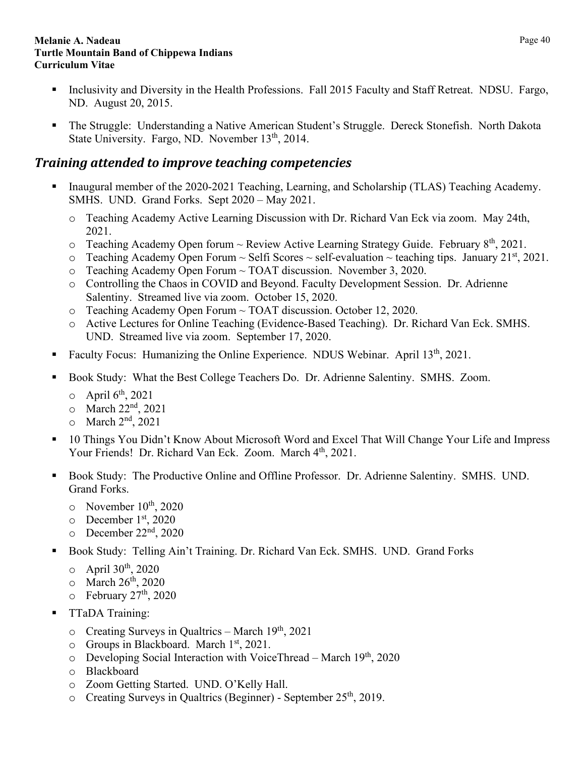- Inclusivity and Diversity in the Health Professions. Fall 2015 Faculty and Staff Retreat. NDSU. Fargo, ND. August 20, 2015.
- The Struggle: Understanding a Native American Student's Struggle. Dereck Stonefish. North Dakota State University. Fargo, ND. November 13th, 2014.

## *Training attended to improve teaching competencies*

- Inaugural member of the 2020-2021 Teaching, Learning, and Scholarship (TLAS) Teaching Academy. SMHS. UND. Grand Forks. Sept 2020 – May 2021.
  - Teaching Academy Active Learning Discussion with Dr. Richard Van Eck via zoom. May 24th, 2021.
  - Teaching Academy Open forum ~ Review Active Learning Strategy Guide. February 8th, 2021.
  - Teaching Academy Open Forum ~ Selfi Scores ~ self-evaluation ~ teaching tips. January 21st, 2021.
  - Teaching Academy Open Forum ~ TOAT discussion. November 3, 2020.
  - Controlling the Chaos in COVID and Beyond. Faculty Development Session. Dr. Adrienne Salentiny. Streamed live via zoom. October 15, 2020.
  - Teaching Academy Open Forum ~ TOAT discussion. October 12, 2020.
  - Active Lectures for Online Teaching (Evidence-Based Teaching). Dr. Richard Van Eck. SMHS. UND. Streamed live via zoom. September 17, 2020.
- Faculty Focus: Humanizing the Online Experience. NDUS Webinar. April 13th, 2021.
- Book Study: What the Best College Teachers Do. Dr. Adrienne Salentiny. SMHS. Zoom.
  - April 6th, 2021
  - March 22nd, 2021
  - March 2nd, 2021
- 10 Things You Didn't Know About Microsoft Word and Excel That Will Change Your Life and Impress Your Friends! Dr. Richard Van Eck. Zoom. March 4th, 2021.
- Book Study: The Productive Online and Offline Professor. Dr. Adrienne Salentiny. SMHS. UND. Grand Forks.
  - November 10th, 2020
  - December 1st, 2020
  - December 22nd, 2020
- Book Study: Telling Ain't Training. Dr. Richard Van Eck. SMHS. UND. Grand Forks
  - April 30th, 2020
  - March 26th, 2020
  - February 27th, 2020
- TTaDA Training:
  - Creating Surveys in Qualtrics – March 19th, 2021
  - Groups in Blackboard. March 1st, 2021.
  - Developing Social Interaction with VoiceThread – March 19th, 2020
  - Blackboard
  - Zoom Getting Started. UND. O'Kelly Hall.
  - Creating Surveys in Qualtrics (Beginner) - September 25th, 2019.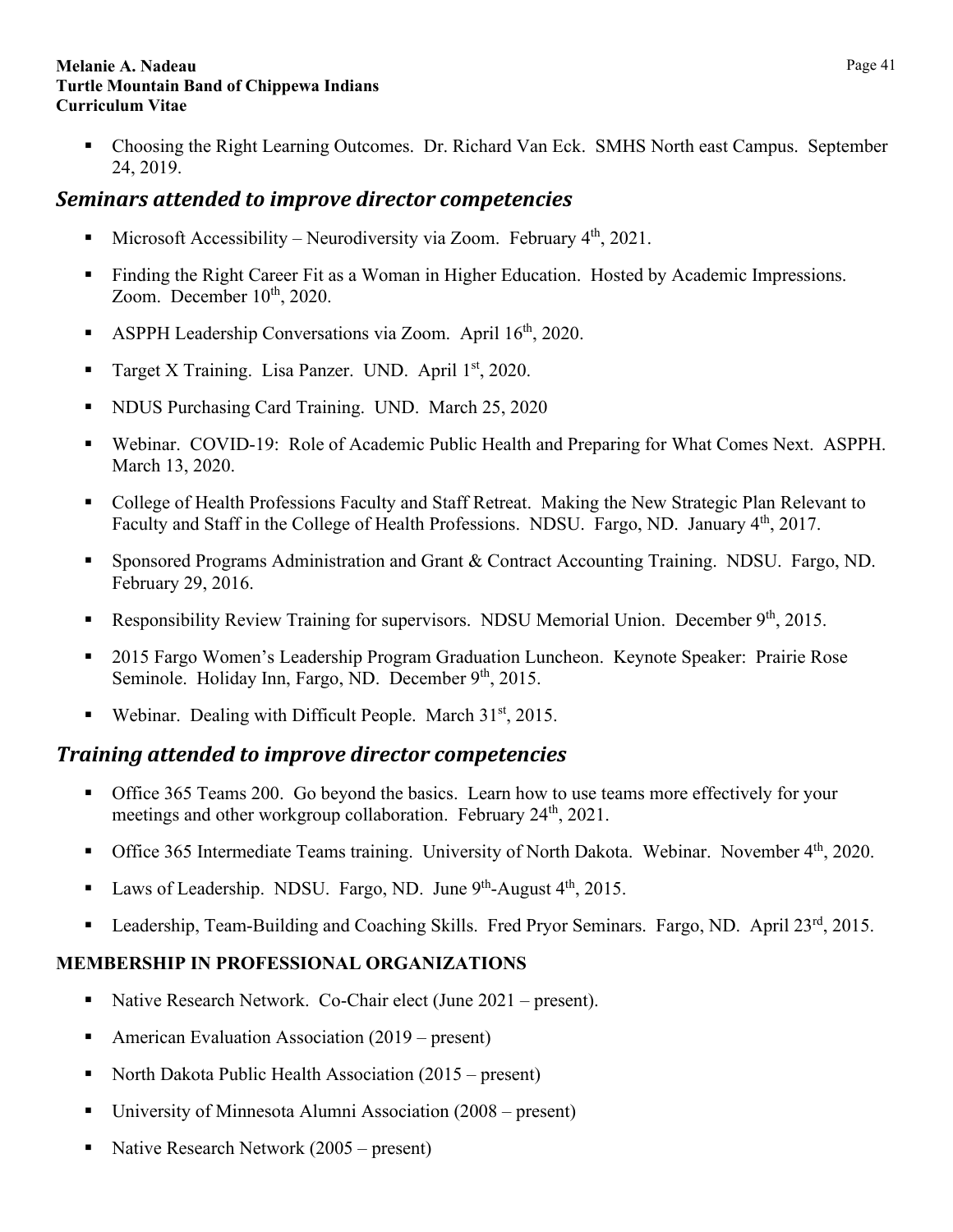- Choosing the Right Learning Outcomes. Dr. Richard Van Eck. SMHS North east Campus. September 24, 2019.

## *Seminars attended to improve director competencies*

- Microsoft Accessibility – Neurodiversity via Zoom. February 4th, 2021.
- Finding the Right Career Fit as a Woman in Higher Education. Hosted by Academic Impressions. Zoom. December 10th, 2020.
- ASPPH Leadership Conversations via Zoom. April 16th, 2020.
- Target X Training. Lisa Panzer. UND. April 1st, 2020.
- NDUS Purchasing Card Training. UND. March 25, 2020
- Webinar. COVID-19: Role of Academic Public Health and Preparing for What Comes Next. ASPPH. March 13, 2020.
- College of Health Professions Faculty and Staff Retreat. Making the New Strategic Plan Relevant to Faculty and Staff in the College of Health Professions. NDSU. Fargo, ND. January 4th, 2017.
- Sponsored Programs Administration and Grant & Contract Accounting Training. NDSU. Fargo, ND. February 29, 2016.
- Responsibility Review Training for supervisors. NDSU Memorial Union. December 9th, 2015.
- 2015 Fargo Women's Leadership Program Graduation Luncheon. Keynote Speaker: Prairie Rose Seminole. Holiday Inn, Fargo, ND. December 9th, 2015.
- Webinar. Dealing with Difficult People. March 31st, 2015.

## *Training attended to improve director competencies*

- Office 365 Teams 200. Go beyond the basics. Learn how to use teams more effectively for your meetings and other workgroup collaboration. February 24th, 2021.
- Office 365 Intermediate Teams training. University of North Dakota. Webinar. November 4th, 2020.
- Laws of Leadership. NDSU. Fargo, ND. June 9th-August 4th, 2015.
- Leadership, Team-Building and Coaching Skills. Fred Pryor Seminars. Fargo, ND. April 23rd, 2015.

**MEMBERSHIP IN PROFESSIONAL ORGANIZATIONS**

- Native Research Network. Co-Chair elect (June 2021 – present).
- American Evaluation Association (2019 – present)
- North Dakota Public Health Association (2015 – present)
- University of Minnesota Alumni Association (2008 – present)
- Native Research Network (2005 – present)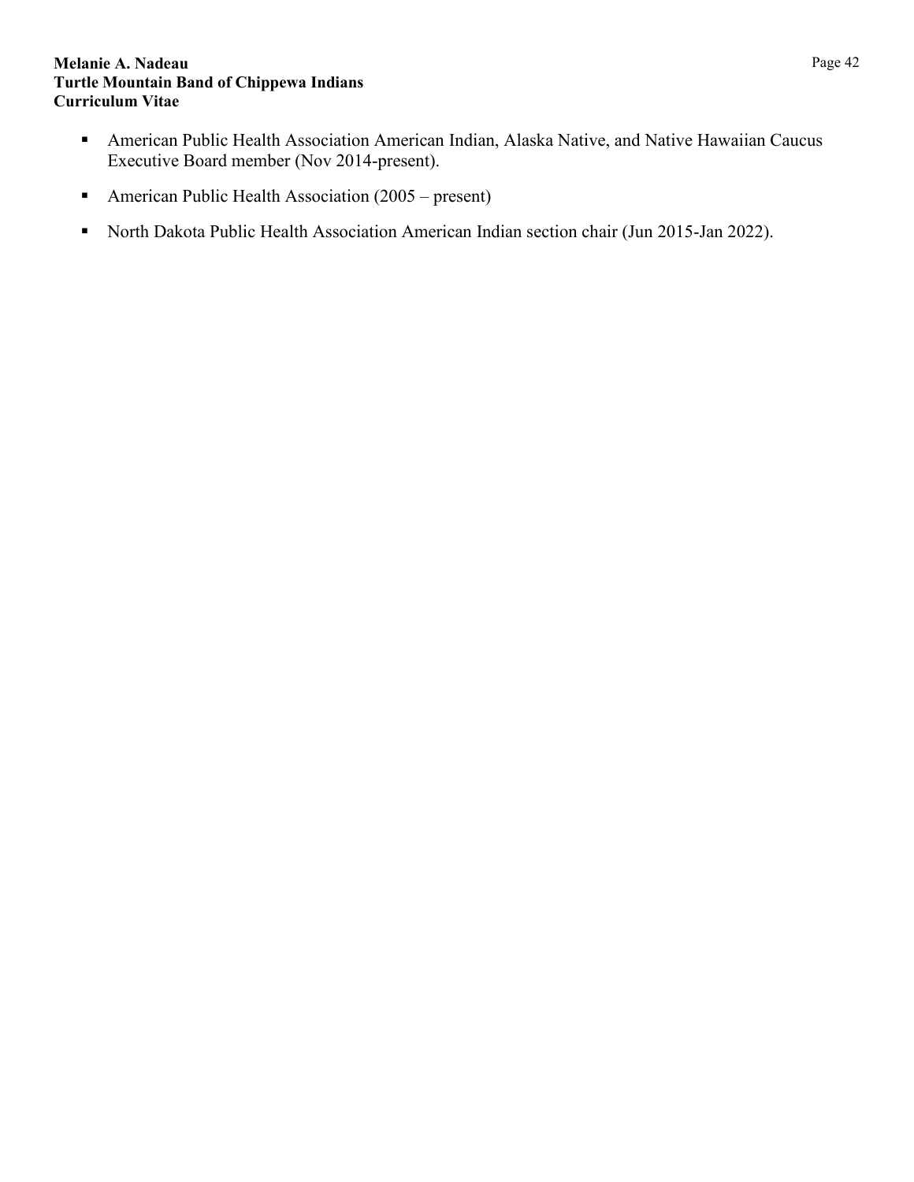- American Public Health Association American Indian, Alaska Native, and Native Hawaiian Caucus Executive Board member (Nov 2014-present).
- American Public Health Association (2005 – present)
- North Dakota Public Health Association American Indian section chair (Jun 2015-Jan 2022).